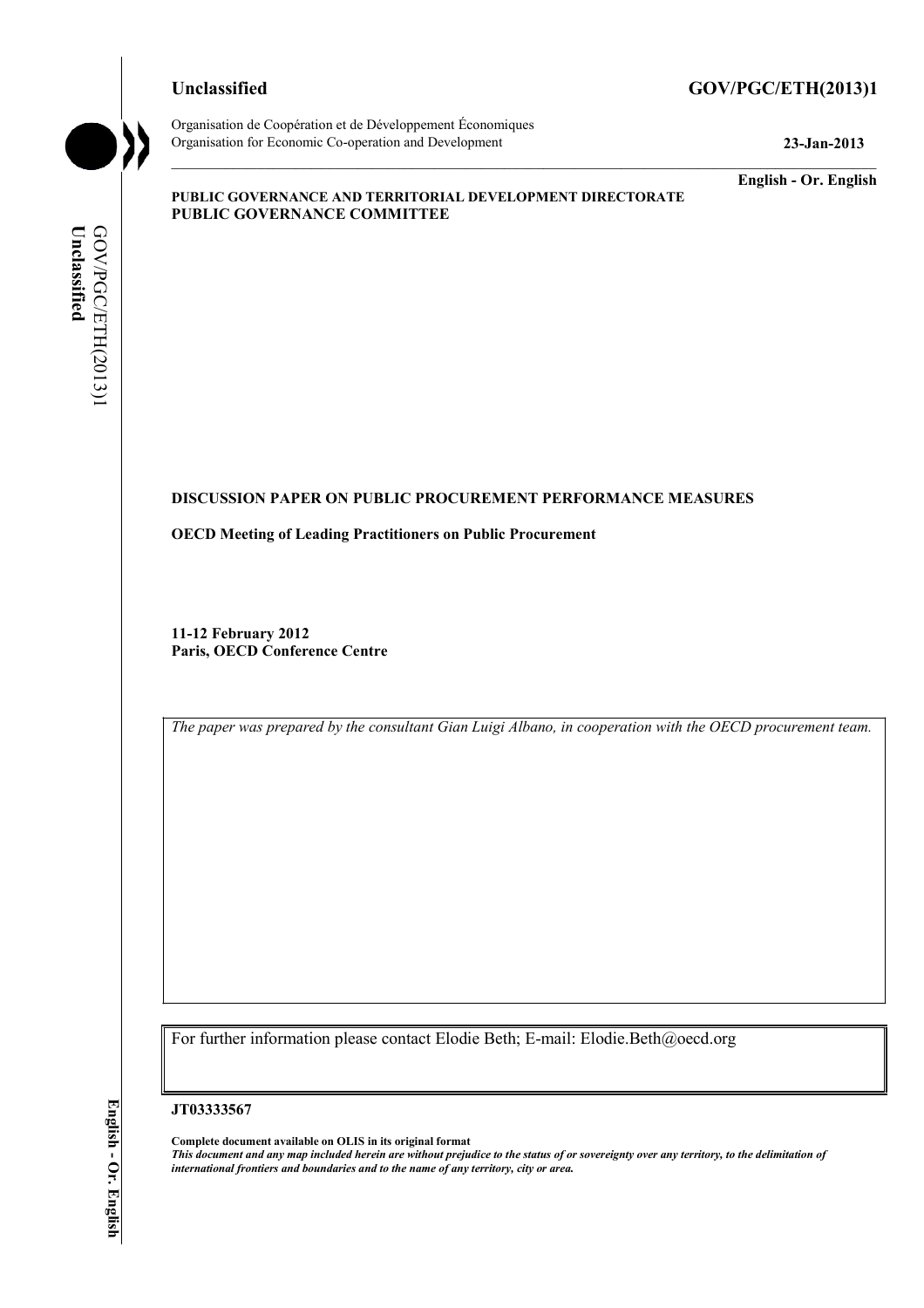**Unclassified** **GOV/PGC/ETH(2013)1**

Organisation de Coopération et de Développement Économiques
Organisation for Economic Co-operation and Development **23-Jan-2013**

**English - Or. English**

**PUBLIC GOVERNANCE AND TERRITORIAL DEVELOPMENT DIRECTORATE**
**PUBLIC GOVERNANCE COMMITTEE**

**DISCUSSION PAPER ON PUBLIC PROCUREMENT PERFORMANCE MEASURES**

**OECD Meeting of Leading Practitioners on Public Procurement**

**11-12 February 2012**
**Paris, OECD Conference Centre**

*The paper was prepared by the consultant Gian Luigi Albano, in cooperation with the OECD procurement team.*

For further information please contact Elodie Beth; E-mail: Elodie.Beth@oecd.org

**JT03333567**

**Complete document available on OLIS in its original format**
***This document and any map included herein are without prejudice to the status of or sovereignty over any territory, to the delimitation of international frontiers and boundaries and to the name of any territory, city or area.***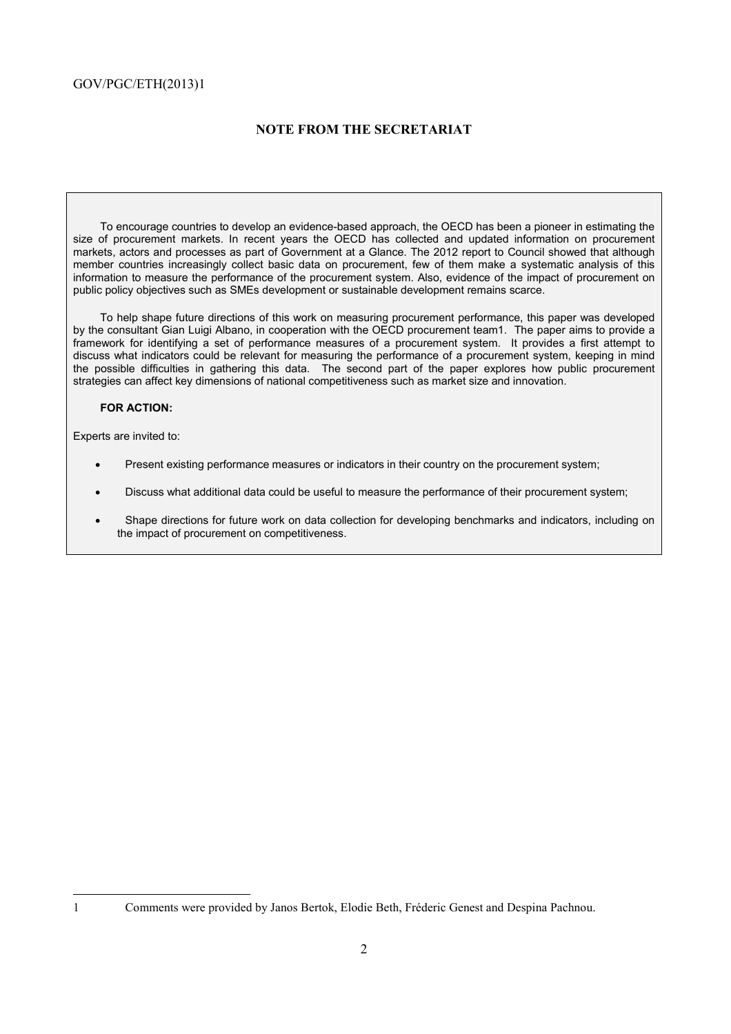## NOTE FROM THE SECRETARIAT

To encourage countries to develop an evidence-based approach, the OECD has been a pioneer in estimating the size of procurement markets. In recent years the OECD has collected and updated information on procurement markets, actors and processes as part of Government at a Glance. The 2012 report to Council showed that although member countries increasingly collect basic data on procurement, few of them make a systematic analysis of this information to measure the performance of the procurement system. Also, evidence of the impact of procurement on public policy objectives such as SMEs development or sustainable development remains scarce.

To help shape future directions of this work on measuring procurement performance, this paper was developed by the consultant Gian Luigi Albano, in cooperation with the OECD procurement team[1]. The paper aims to provide a framework for identifying a set of performance measures of a procurement system. It provides a first attempt to discuss what indicators could be relevant for measuring the performance of a procurement system, keeping in mind the possible difficulties in gathering this data. The second part of the paper explores how public procurement strategies can affect key dimensions of national competitiveness such as market size and innovation.

**FOR ACTION:**

Experts are invited to:

- Present existing performance measures or indicators in their country on the procurement system;
- Discuss what additional data could be useful to measure the performance of their procurement system;
- Shape directions for future work on data collection for developing benchmarks and indicators, including on the impact of procurement on competitiveness.

---

[1] Comments were provided by Janos Bertok, Elodie Beth, Fréderic Genest and Despina Pachnou.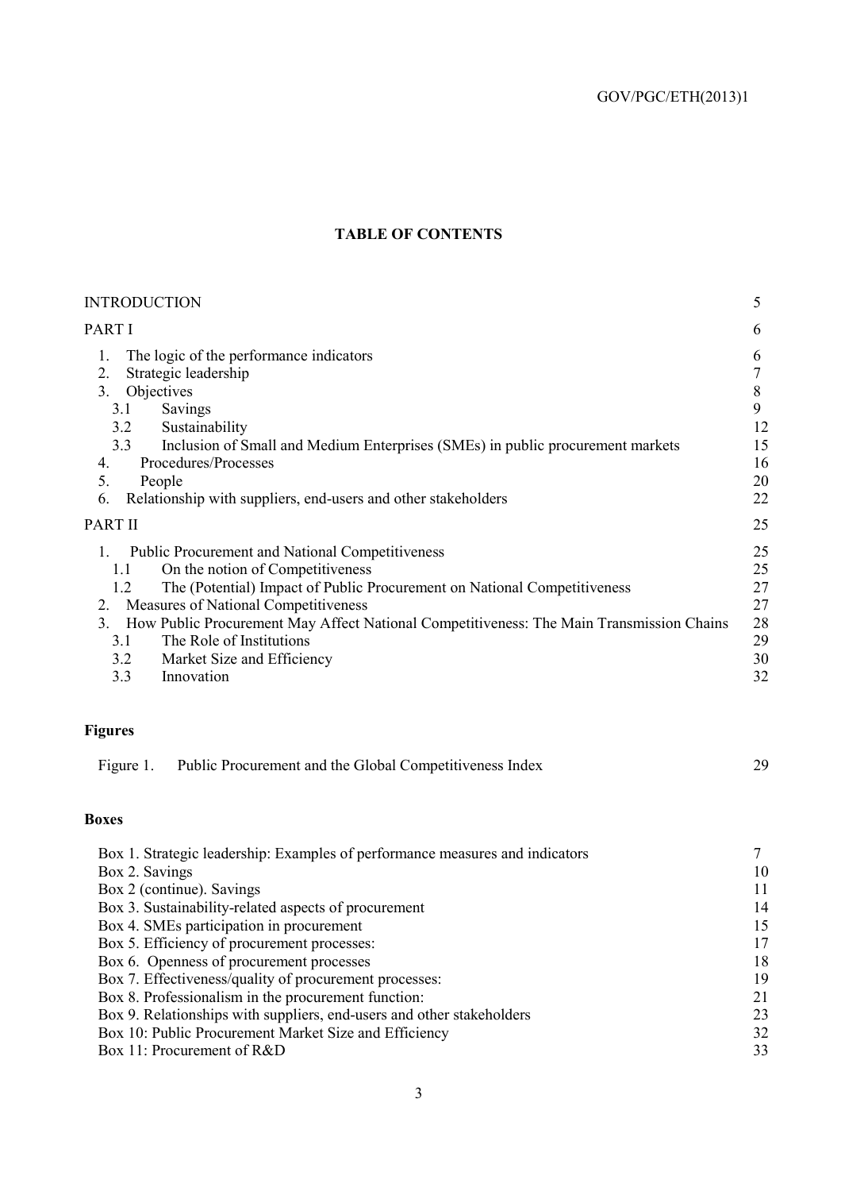**TABLE OF CONTENTS**

| | |
|---|---|
| INTRODUCTION | 5 |
| PART I | 6 |
| 1. The logic of the performance indicators | 6 |
| 2. Strategic leadership | 7 |
| 3. Objectives | 8 |
| 3.1 Savings | 9 |
| 3.2 Sustainability | 12 |
| 3.3 Inclusion of Small and Medium Enterprises (SMEs) in public procurement markets | 15 |
| 4. Procedures/Processes | 16 |
| 5. People | 20 |
| 6. Relationship with suppliers, end-users and other stakeholders | 22 |
| PART II | 25 |
| 1. Public Procurement and National Competitiveness | 25 |
| 1.1 On the notion of Competitiveness | 25 |
| 1.2 The (Potential) Impact of Public Procurement on National Competitiveness | 27 |
| 2. Measures of National Competitiveness | 27 |
| 3. How Public Procurement May Affect National Competitiveness: The Main Transmission Chains | 28 |
| 3.1 The Role of Institutions | 29 |
| 3.2 Market Size and Efficiency | 30 |
| 3.3 Innovation | 32 |

**Figures**

| | |
|---|---|
| Figure 1. Public Procurement and the Global Competitiveness Index | 29 |

**Boxes**

| | |
|---|---|
| Box 1. Strategic leadership: Examples of performance measures and indicators | 7 |
| Box 2. Savings | 10 |
| Box 2 (continue). Savings | 11 |
| Box 3. Sustainability-related aspects of procurement | 14 |
| Box 4. SMEs participation in procurement | 15 |
| Box 5. Efficiency of procurement processes: | 17 |
| Box 6. Openness of procurement processes | 18 |
| Box 7. Effectiveness/quality of procurement processes: | 19 |
| Box 8. Professionalism in the procurement function: | 21 |
| Box 9. Relationships with suppliers, end-users and other stakeholders | 23 |
| Box 10: Public Procurement Market Size and Efficiency | 32 |
| Box 11: Procurement of R&D | 33 |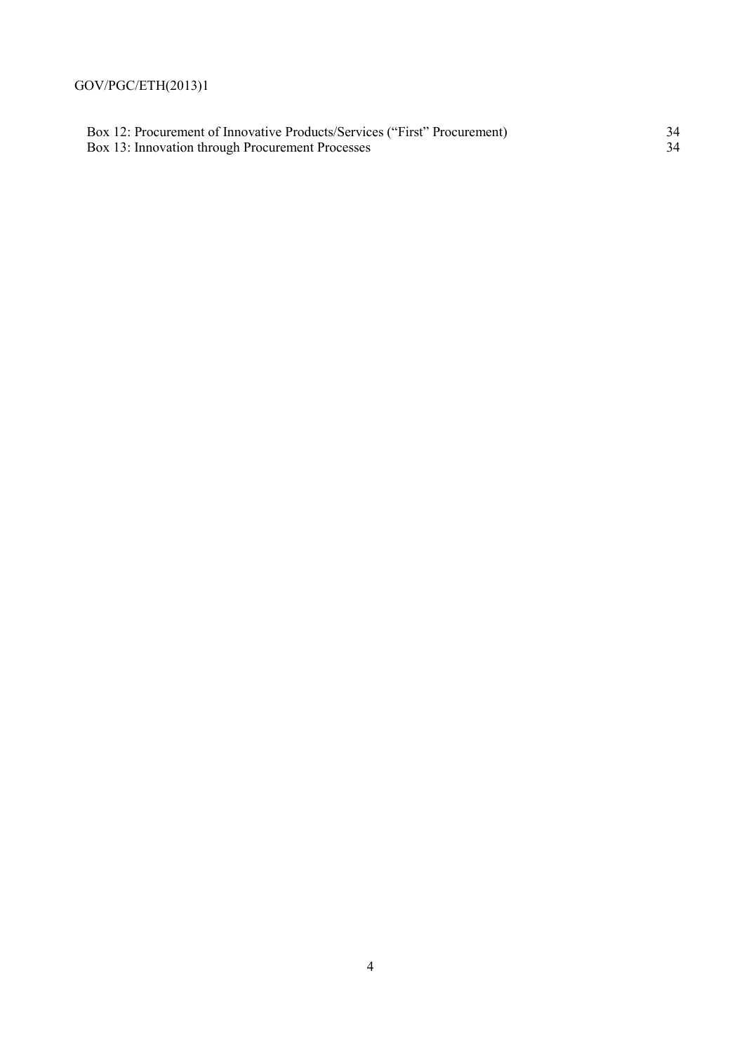| | |
|---|---|
| Box 12: Procurement of Innovative Products/Services ("First" Procurement) | 34 |
| Box 13: Innovation through Procurement Processes | 34 |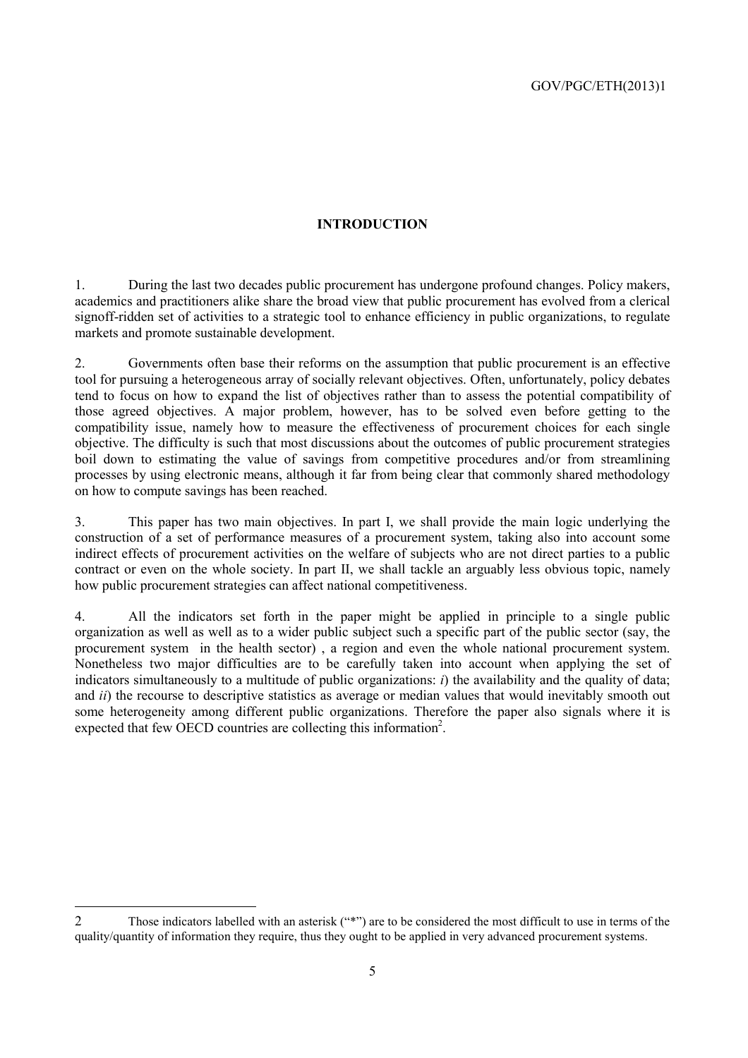## INTRODUCTION

1. During the last two decades public procurement has undergone profound changes. Policy makers, academics and practitioners alike share the broad view that public procurement has evolved from a clerical signoff-ridden set of activities to a strategic tool to enhance efficiency in public organizations, to regulate markets and promote sustainable development.

2. Governments often base their reforms on the assumption that public procurement is an effective tool for pursuing a heterogeneous array of socially relevant objectives. Often, unfortunately, policy debates tend to focus on how to expand the list of objectives rather than to assess the potential compatibility of those agreed objectives. A major problem, however, has to be solved even before getting to the compatibility issue, namely how to measure the effectiveness of procurement choices for each single objective. The difficulty is such that most discussions about the outcomes of public procurement strategies boil down to estimating the value of savings from competitive procedures and/or from streamlining processes by using electronic means, although it far from being clear that commonly shared methodology on how to compute savings has been reached.

3. This paper has two main objectives. In part I, we shall provide the main logic underlying the construction of a set of performance measures of a procurement system, taking also into account some indirect effects of procurement activities on the welfare of subjects who are not direct parties to a public contract or even on the whole society. In part II, we shall tackle an arguably less obvious topic, namely how public procurement strategies can affect national competitiveness.

4. All the indicators set forth in the paper might be applied in principle to a single public organization as well as well as to a wider public subject such a specific part of the public sector (say, the procurement system in the health sector) , a region and even the whole national procurement system. Nonetheless two major difficulties are to be carefully taken into account when applying the set of indicators simultaneously to a multitude of public organizations: *i*) the availability and the quality of data; and *ii*) the recourse to descriptive statistics as average or median values that would inevitably smooth out some heterogeneity among different public organizations. Therefore the paper also signals where it is expected that few OECD countries are collecting this information[2].

---

2 Those indicators labelled with an asterisk ("*") are to be considered the most difficult to use in terms of the quality/quantity of information they require, thus they ought to be applied in very advanced procurement systems.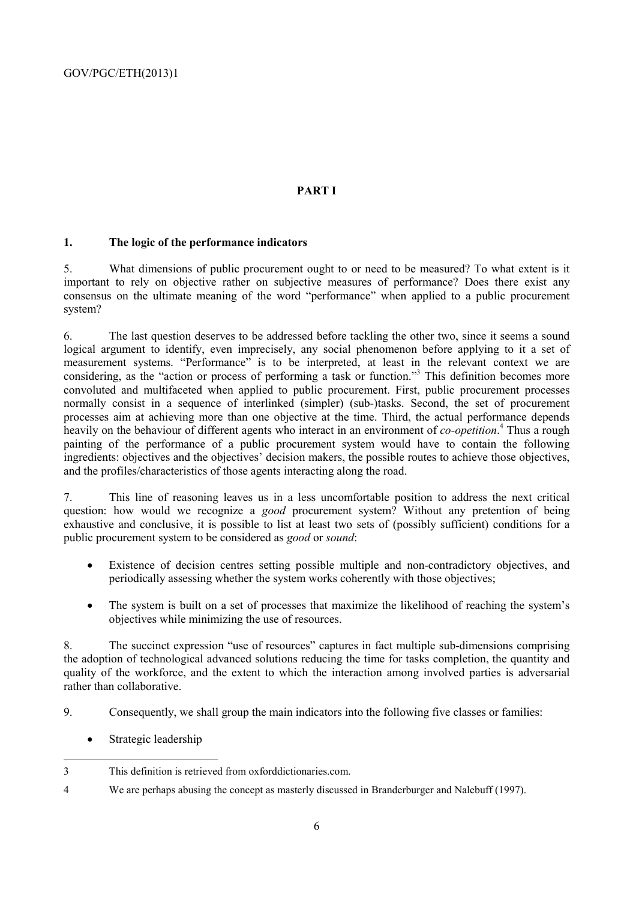# PART I

## 1. The logic of the performance indicators

5. What dimensions of public procurement ought to or need to be measured? To what extent is it important to rely on objective rather on subjective measures of performance? Does there exist any consensus on the ultimate meaning of the word "performance" when applied to a public procurement system?

6. The last question deserves to be addressed before tackling the other two, since it seems a sound logical argument to identify, even imprecisely, any social phenomenon before applying to it a set of measurement systems. "Performance" is to be interpreted, at least in the relevant context we are considering, as the "action or process of performing a task or function."[3] This definition becomes more convoluted and multifaceted when applied to public procurement. First, public procurement processes normally consist in a sequence of interlinked (simpler) (sub-)tasks. Second, the set of procurement processes aim at achieving more than one objective at the time. Third, the actual performance depends heavily on the behaviour of different agents who interact in an environment of *co-opetition*.[4] Thus a rough painting of the performance of a public procurement system would have to contain the following ingredients: objectives and the objectives' decision makers, the possible routes to achieve those objectives, and the profiles/characteristics of those agents interacting along the road.

7. This line of reasoning leaves us in a less uncomfortable position to address the next critical question: how would we recognize a *good* procurement system? Without any pretention of being exhaustive and conclusive, it is possible to list at least two sets of (possibly sufficient) conditions for a public procurement system to be considered as *good* or *sound*:

- Existence of decision centres setting possible multiple and non-contradictory objectives, and periodically assessing whether the system works coherently with those objectives;
- The system is built on a set of processes that maximize the likelihood of reaching the system's objectives while minimizing the use of resources.

8. The succinct expression "use of resources" captures in fact multiple sub-dimensions comprising the adoption of technological advanced solutions reducing the time for tasks completion, the quantity and quality of the workforce, and the extent to which the interaction among involved parties is adversarial rather than collaborative.

9. Consequently, we shall group the main indicators into the following five classes or families:

- Strategic leadership

---

3 This definition is retrieved from oxforddictionaries.com.

4 We are perhaps abusing the concept as masterly discussed in Branderburger and Nalebuff (1997).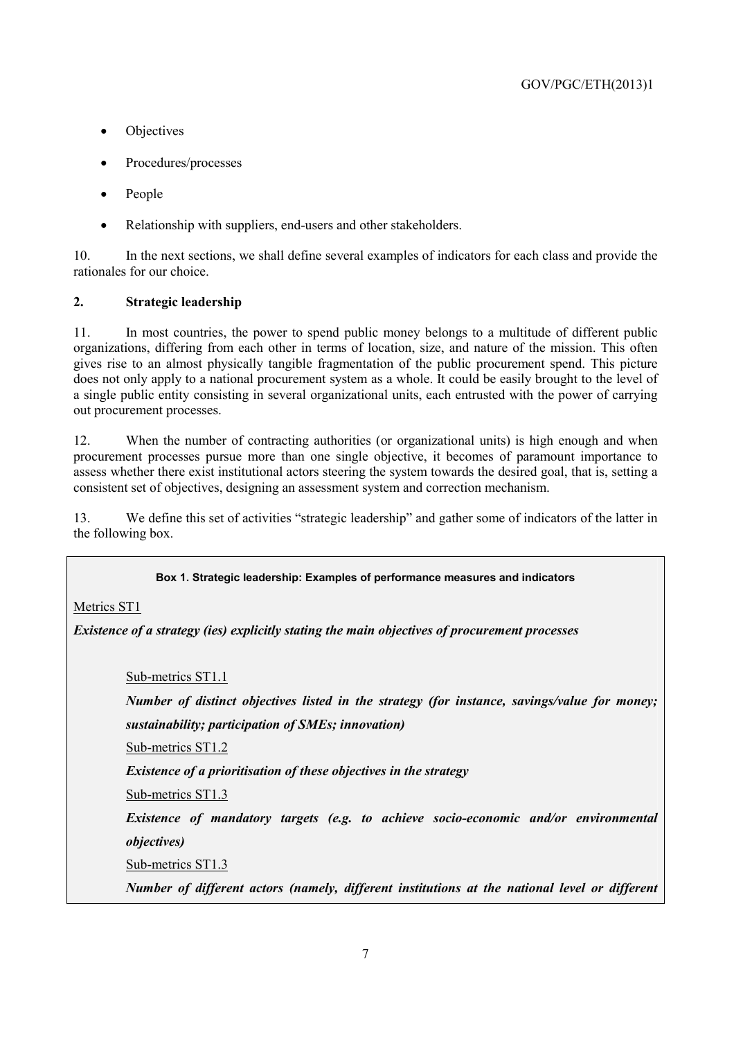- Objectives
- Procedures/processes
- People
- Relationship with suppliers, end-users and other stakeholders.

10. In the next sections, we shall define several examples of indicators for each class and provide the rationales for our choice.

## 2. Strategic leadership

11. In most countries, the power to spend public money belongs to a multitude of different public organizations, differing from each other in terms of location, size, and nature of the mission. This often gives rise to an almost physically tangible fragmentation of the public procurement spend. This picture does not only apply to a national procurement system as a whole. It could be easily brought to the level of a single public entity consisting in several organizational units, each entrusted with the power of carrying out procurement processes.

12. When the number of contracting authorities (or organizational units) is high enough and when procurement processes pursue more than one single objective, it becomes of paramount importance to assess whether there exist institutional actors steering the system towards the desired goal, that is, setting a consistent set of objectives, designing an assessment system and correction mechanism.

13. We define this set of activities "strategic leadership" and gather some of indicators of the latter in the following box.

**Box 1. Strategic leadership: Examples of performance measures and indicators**

Metrics ST1

***Existence of a strategy (ies) explicitly stating the main objectives of procurement processes***

Sub-metrics ST1.1

***Number of distinct objectives listed in the strategy (for instance, savings/value for money; sustainability; participation of SMEs; innovation)***

Sub-metrics ST1.2

***Existence of a prioritisation of these objectives in the strategy***

Sub-metrics ST1.3

***Existence of mandatory targets (e.g. to achieve socio-economic and/or environmental objectives)***

Sub-metrics ST1.3

***Number of different actors (namely, different institutions at the national level or different***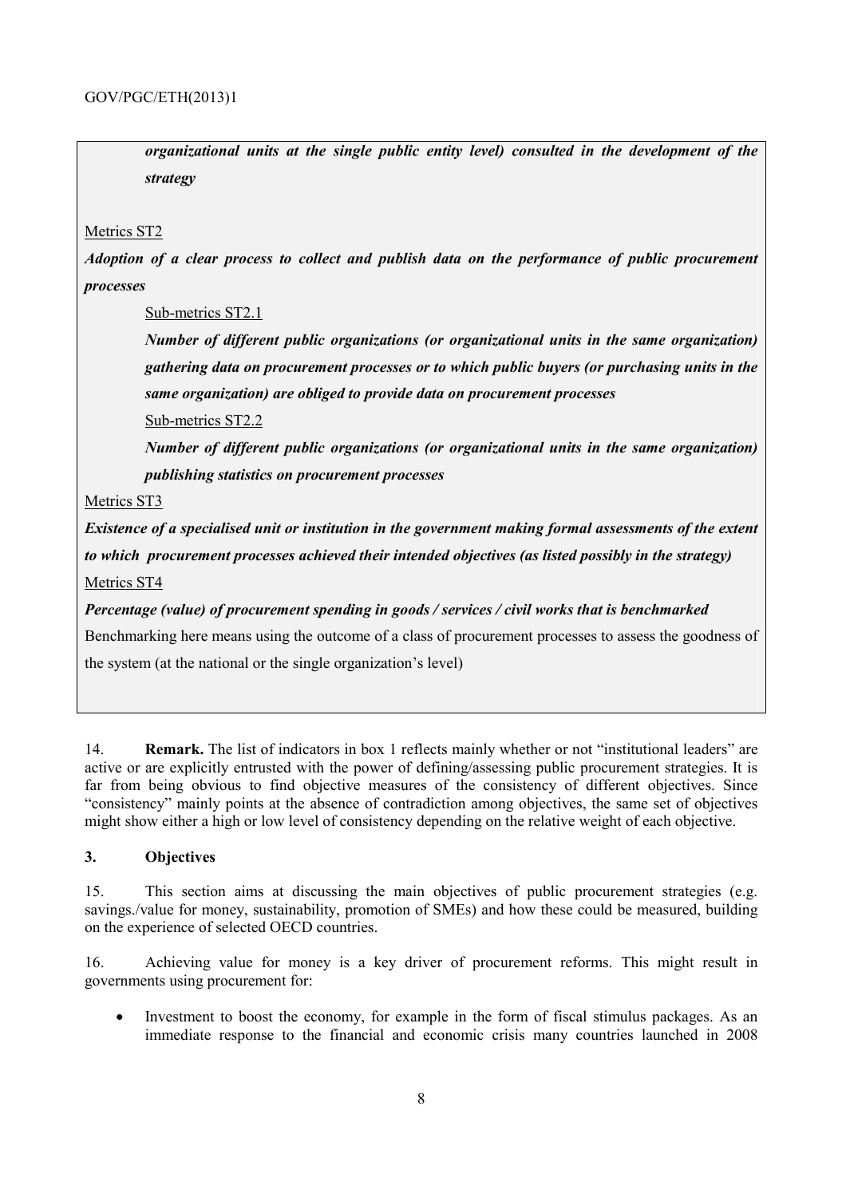*organizational units at the single public entity level) consulted in the development of the strategy*

Metrics ST2

***Adoption of a clear process to collect and publish data on the performance of public procurement processes***

Sub-metrics ST2.1

***Number of different public organizations (or organizational units in the same organization) gathering data on procurement processes or to which public buyers (or purchasing units in the same organization) are obliged to provide data on procurement processes***

Sub-metrics ST2.2

***Number of different public organizations (or organizational units in the same organization) publishing statistics on procurement processes***

Metrics ST3

***Existence of a specialised unit or institution in the government making formal assessments of the extent to which procurement processes achieved their intended objectives (as listed possibly in the strategy)***

Metrics ST4

***Percentage (value) of procurement spending in goods / services / civil works that is benchmarked***

Benchmarking here means using the outcome of a class of procurement processes to assess the goodness of the system (at the national or the single organization's level)

14. **Remark.** The list of indicators in box 1 reflects mainly whether or not "institutional leaders" are active or are explicitly entrusted with the power of defining/assessing public procurement strategies. It is far from being obvious to find objective measures of the consistency of different objectives. Since "consistency" mainly points at the absence of contradiction among objectives, the same set of objectives might show either a high or low level of consistency depending on the relative weight of each objective.

### 3. Objectives

15. This section aims at discussing the main objectives of public procurement strategies (e.g. savings./value for money, sustainability, promotion of SMEs) and how these could be measured, building on the experience of selected OECD countries.

16. Achieving value for money is a key driver of procurement reforms. This might result in governments using procurement for:

- Investment to boost the economy, for example in the form of fiscal stimulus packages. As an immediate response to the financial and economic crisis many countries launched in 2008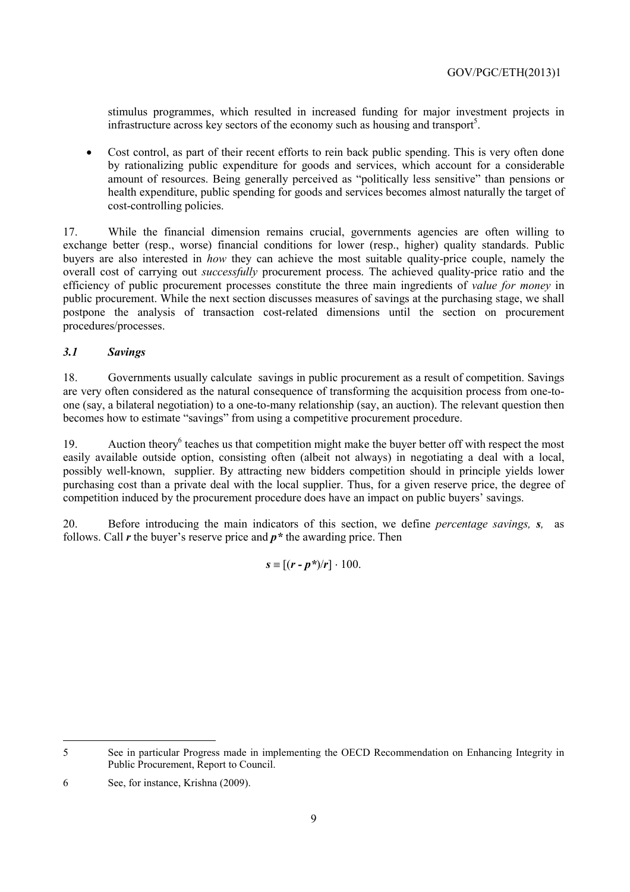stimulus programmes, which resulted in increased funding for major investment projects in infrastructure across key sectors of the economy such as housing and transport[5].

- Cost control, as part of their recent efforts to rein back public spending. This is very often done by rationalizing public expenditure for goods and services, which account for a considerable amount of resources. Being generally perceived as "politically less sensitive" than pensions or health expenditure, public spending for goods and services becomes almost naturally the target of cost-controlling policies.

17. While the financial dimension remains crucial, governments agencies are often willing to exchange better (resp., worse) financial conditions for lower (resp., higher) quality standards. Public buyers are also interested in *how* they can achieve the most suitable quality-price couple, namely the overall cost of carrying out *successfully* procurement process. The achieved quality-price ratio and the efficiency of public procurement processes constitute the three main ingredients of *value for money* in public procurement. While the next section discusses measures of savings at the purchasing stage, we shall postpone the analysis of transaction cost-related dimensions until the section on procurement procedures/processes.

### *3.1 Savings*

18. Governments usually calculate savings in public procurement as a result of competition. Savings are very often considered as the natural consequence of transforming the acquisition process from one-to-one (say, a bilateral negotiation) to a one-to-many relationship (say, an auction). The relevant question then becomes how to estimate "savings" from using a competitive procurement procedure.

19. Auction theory[6] teaches us that competition might make the buyer better off with respect the most easily available outside option, consisting often (albeit not always) in negotiating a deal with a local, possibly well-known, supplier. By attracting new bidders competition should in principle yields lower purchasing cost than a private deal with the local supplier. Thus, for a given reserve price, the degree of competition induced by the procurement procedure does have an impact on public buyers' savings.

20. Before introducing the main indicators of this section, we define *percentage savings,* $\boldsymbol{s}$, as follows. Call $\boldsymbol{r}$ the buyer's reserve price and $\boldsymbol{p^*}$ the awarding price. Then

$$\boldsymbol{s} \equiv [(\boldsymbol{r} - \boldsymbol{p^*})/\boldsymbol{r}] \cdot 100.$$

---

5 See in particular Progress made in implementing the OECD Recommendation on Enhancing Integrity in Public Procurement, Report to Council.

6 See, for instance, Krishna (2009).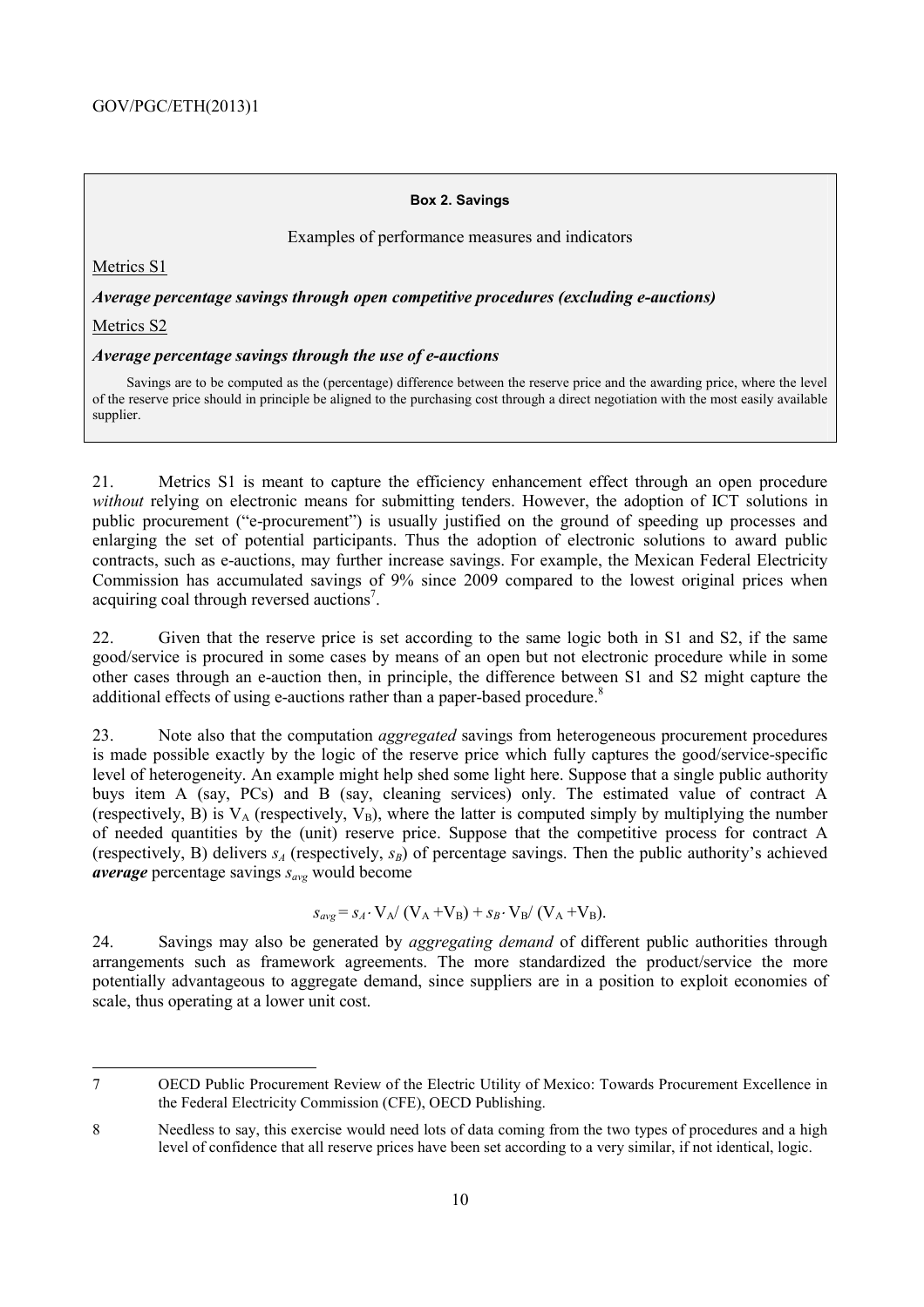**Box 2. Savings**

Examples of performance measures and indicators

Metrics S1

***Average percentage savings through open competitive procedures (excluding e-auctions)***

Metrics S2

***Average percentage savings through the use of e-auctions***

Savings are to be computed as the (percentage) difference between the reserve price and the awarding price, where the level of the reserve price should in principle be aligned to the purchasing cost through a direct negotiation with the most easily available supplier.

21. Metrics S1 is meant to capture the efficiency enhancement effect through an open procedure *without* relying on electronic means for submitting tenders. However, the adoption of ICT solutions in public procurement ("e-procurement") is usually justified on the ground of speeding up processes and enlarging the set of potential participants. Thus the adoption of electronic solutions to award public contracts, such as e-auctions, may further increase savings. For example, the Mexican Federal Electricity Commission has accumulated savings of 9% since 2009 compared to the lowest original prices when acquiring coal through reversed auctions[7].

22. Given that the reserve price is set according to the same logic both in S1 and S2, if the same good/service is procured in some cases by means of an open but not electronic procedure while in some other cases through an e-auction then, in principle, the difference between S1 and S2 might capture the additional effects of using e-auctions rather than a paper-based procedure.[8]

23. Note also that the computation *aggregated* savings from heterogeneous procurement procedures is made possible exactly by the logic of the reserve price which fully captures the good/service-specific level of heterogeneity. An example might help shed some light here. Suppose that a single public authority buys item A (say, PCs) and B (say, cleaning services) only. The estimated value of contract A (respectively, B) is $V_A$ (respectively, $V_B$), where the latter is computed simply by multiplying the number of needed quantities by the (unit) reserve price. Suppose that the competitive process for contract A (respectively, B) delivers $s_A$ (respectively, $s_B$) of percentage savings. Then the public authority's achieved ***average*** percentage savings $s_{avg}$ would become

$$s_{avg} = s_A \cdot V_A / (V_A + V_B) + s_B \cdot V_B / (V_A + V_B).$$

24. Savings may also be generated by *aggregating demand* of different public authorities through arrangements such as framework agreements. The more standardized the product/service the more potentially advantageous to aggregate demand, since suppliers are in a position to exploit economies of scale, thus operating at a lower unit cost.

---

7 OECD Public Procurement Review of the Electric Utility of Mexico: Towards Procurement Excellence in the Federal Electricity Commission (CFE), OECD Publishing.

8 Needless to say, this exercise would need lots of data coming from the two types of procedures and a high level of confidence that all reserve prices have been set according to a very similar, if not identical, logic.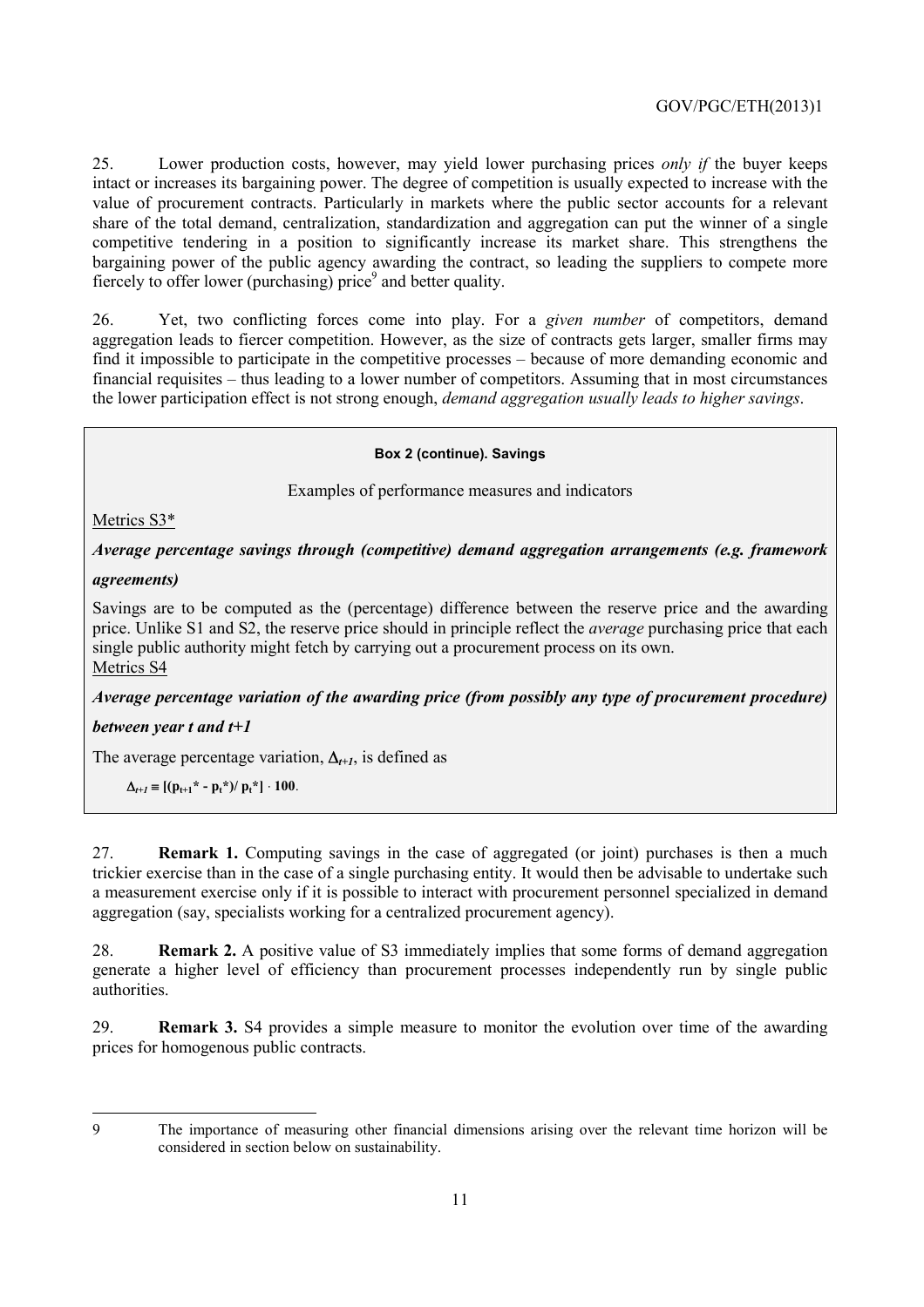25. Lower production costs, however, may yield lower purchasing prices *only if* the buyer keeps intact or increases its bargaining power. The degree of competition is usually expected to increase with the value of procurement contracts. Particularly in markets where the public sector accounts for a relevant share of the total demand, centralization, standardization and aggregation can put the winner of a single competitive tendering in a position to significantly increase its market share. This strengthens the bargaining power of the public agency awarding the contract, so leading the suppliers to compete more fiercely to offer lower (purchasing) price[9] and better quality.

26. Yet, two conflicting forces come into play. For a *given number* of competitors, demand aggregation leads to fiercer competition. However, as the size of contracts gets larger, smaller firms may find it impossible to participate in the competitive processes – because of more demanding economic and financial requisites – thus leading to a lower number of competitors. Assuming that in most circumstances the lower participation effect is not strong enough, *demand aggregation usually leads to higher savings*.

> **Box 2 (continue). Savings**
>
> Examples of performance measures and indicators
>
> Metrics S3*
>
> ***Average percentage savings through (competitive) demand aggregation arrangements (e.g. framework agreements)***
>
> Savings are to be computed as the (percentage) difference between the reserve price and the awarding price. Unlike S1 and S2, the reserve price should in principle reflect the *average* purchasing price that each single public authority might fetch by carrying out a procurement process on its own.
>
> Metrics S4
>
> ***Average percentage variation of the awarding price (from possibly any type of procurement procedure) between year t and t+1***
>
> The average percentage variation, $\Delta_{t+1}$, is defined as
>
> $$\Delta_{t+1} \equiv [(p_{t+1}^* - p_t^*)/\, p_t^*] \cdot 100.$$

27. **Remark 1.** Computing savings in the case of aggregated (or joint) purchases is then a much trickier exercise than in the case of a single purchasing entity. It would then be advisable to undertake such a measurement exercise only if it is possible to interact with procurement personnel specialized in demand aggregation (say, specialists working for a centralized procurement agency).

28. **Remark 2.** A positive value of S3 immediately implies that some forms of demand aggregation generate a higher level of efficiency than procurement processes independently run by single public authorities.

29. **Remark 3.** S4 provides a simple measure to monitor the evolution over time of the awarding prices for homogenous public contracts.

---

9 The importance of measuring other financial dimensions arising over the relevant time horizon will be considered in section below on sustainability.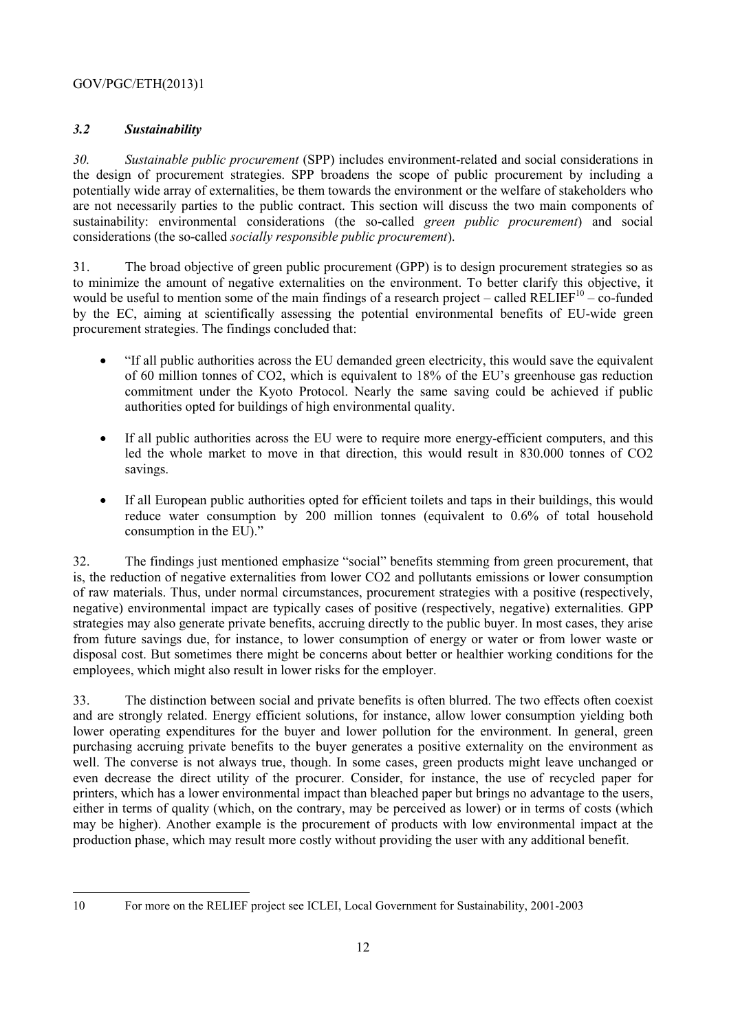### *3.2 Sustainability*

*30.* *Sustainable public procurement* (SPP) includes environment-related and social considerations in the design of procurement strategies. SPP broadens the scope of public procurement by including a potentially wide array of externalities, be them towards the environment or the welfare of stakeholders who are not necessarily parties to the public contract. This section will discuss the two main components of sustainability: environmental considerations (the so-called *green public procurement*) and social considerations (the so-called *socially responsible public procurement*).

31. The broad objective of green public procurement (GPP) is to design procurement strategies so as to minimize the amount of negative externalities on the environment. To better clarify this objective, it would be useful to mention some of the main findings of a research project – called RELIEF[10] – co-funded by the EC, aiming at scientifically assessing the potential environmental benefits of EU-wide green procurement strategies. The findings concluded that:

- "If all public authorities across the EU demanded green electricity, this would save the equivalent of 60 million tonnes of $CO_2$, which is equivalent to 18% of the EU's greenhouse gas reduction commitment under the Kyoto Protocol. Nearly the same saving could be achieved if public authorities opted for buildings of high environmental quality.

- If all public authorities across the EU were to require more energy-efficient computers, and this led the whole market to move in that direction, this would result in 830.000 tonnes of $CO_2$ savings.

- If all European public authorities opted for efficient toilets and taps in their buildings, this would reduce water consumption by 200 million tonnes (equivalent to 0.6% of total household consumption in the EU)."

32. The findings just mentioned emphasize "social" benefits stemming from green procurement, that is, the reduction of negative externalities from lower $CO_2$ and pollutants emissions or lower consumption of raw materials. Thus, under normal circumstances, procurement strategies with a positive (respectively, negative) environmental impact are typically cases of positive (respectively, negative) externalities. GPP strategies may also generate private benefits, accruing directly to the public buyer. In most cases, they arise from future savings due, for instance, to lower consumption of energy or water or from lower waste or disposal cost. But sometimes there might be concerns about better or healthier working conditions for the employees, which might also result in lower risks for the employer.

33. The distinction between social and private benefits is often blurred. The two effects often coexist and are strongly related. Energy efficient solutions, for instance, allow lower consumption yielding both lower operating expenditures for the buyer and lower pollution for the environment. In general, green purchasing accruing private benefits to the buyer generates a positive externality on the environment as well. The converse is not always true, though. In some cases, green products might leave unchanged or even decrease the direct utility of the procurer. Consider, for instance, the use of recycled paper for printers, which has a lower environmental impact than bleached paper but brings no advantage to the users, either in terms of quality (which, on the contrary, may be perceived as lower) or in terms of costs (which may be higher). Another example is the procurement of products with low environmental impact at the production phase, which may result more costly without providing the user with any additional benefit.

---

10 For more on the RELIEF project see ICLEI, Local Government for Sustainability, 2001-2003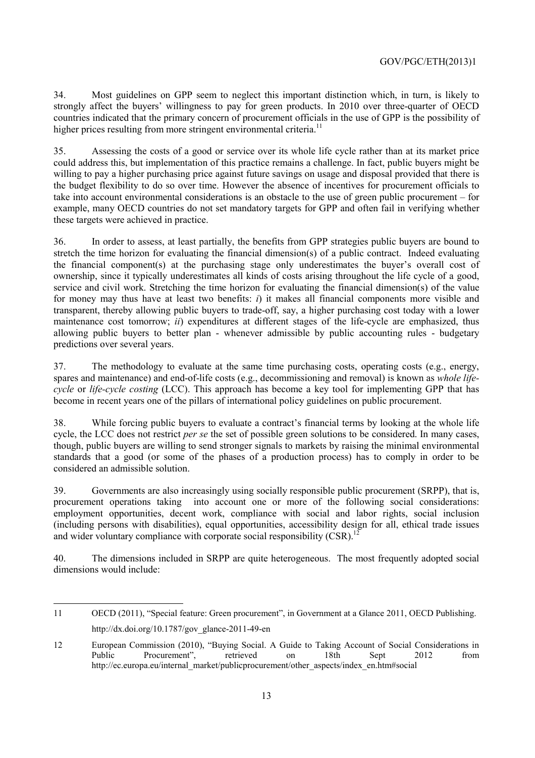34. Most guidelines on GPP seem to neglect this important distinction which, in turn, is likely to strongly affect the buyers' willingness to pay for green products. In 2010 over three-quarter of OECD countries indicated that the primary concern of procurement officials in the use of GPP is the possibility of higher prices resulting from more stringent environmental criteria.[11]

35. Assessing the costs of a good or service over its whole life cycle rather than at its market price could address this, but implementation of this practice remains a challenge. In fact, public buyers might be willing to pay a higher purchasing price against future savings on usage and disposal provided that there is the budget flexibility to do so over time. However the absence of incentives for procurement officials to take into account environmental considerations is an obstacle to the use of green public procurement – for example, many OECD countries do not set mandatory targets for GPP and often fail in verifying whether these targets were achieved in practice.

36. In order to assess, at least partially, the benefits from GPP strategies public buyers are bound to stretch the time horizon for evaluating the financial dimension(s) of a public contract. Indeed evaluating the financial component(s) at the purchasing stage only underestimates the buyer's overall cost of ownership, since it typically underestimates all kinds of costs arising throughout the life cycle of a good, service and civil work. Stretching the time horizon for evaluating the financial dimension(s) of the value for money may thus have at least two benefits: *i*) it makes all financial components more visible and transparent, thereby allowing public buyers to trade-off, say, a higher purchasing cost today with a lower maintenance cost tomorrow; *ii*) expenditures at different stages of the life-cycle are emphasized, thus allowing public buyers to better plan - whenever admissible by public accounting rules - budgetary predictions over several years.

37. The methodology to evaluate at the same time purchasing costs, operating costs (e.g., energy, spares and maintenance) and end-of-life costs (e.g., decommissioning and removal) is known as *whole life-cycle* or *life-cycle costing* (LCC). This approach has become a key tool for implementing GPP that has become in recent years one of the pillars of international policy guidelines on public procurement.

38. While forcing public buyers to evaluate a contract's financial terms by looking at the whole life cycle, the LCC does not restrict *per se* the set of possible green solutions to be considered. In many cases, though, public buyers are willing to send stronger signals to markets by raising the minimal environmental standards that a good (or some of the phases of a production process) has to comply in order to be considered an admissible solution.

39. Governments are also increasingly using socially responsible public procurement (SRPP), that is, procurement operations taking into account one or more of the following social considerations: employment opportunities, decent work, compliance with social and labor rights, social inclusion (including persons with disabilities), equal opportunities, accessibility design for all, ethical trade issues and wider voluntary compliance with corporate social responsibility (CSR).[12]

40. The dimensions included in SRPP are quite heterogeneous. The most frequently adopted social dimensions would include:

---

11 OECD (2011), "Special feature: Green procurement", in Government at a Glance 2011, OECD Publishing. http://dx.doi.org/10.1787/gov_glance-2011-49-en

12 European Commission (2010), "Buying Social. A Guide to Taking Account of Social Considerations in Public Procurement", retrieved on 18th Sept 2012 from http://ec.europa.eu/internal_market/publicprocurement/other_aspects/index_en.htm#social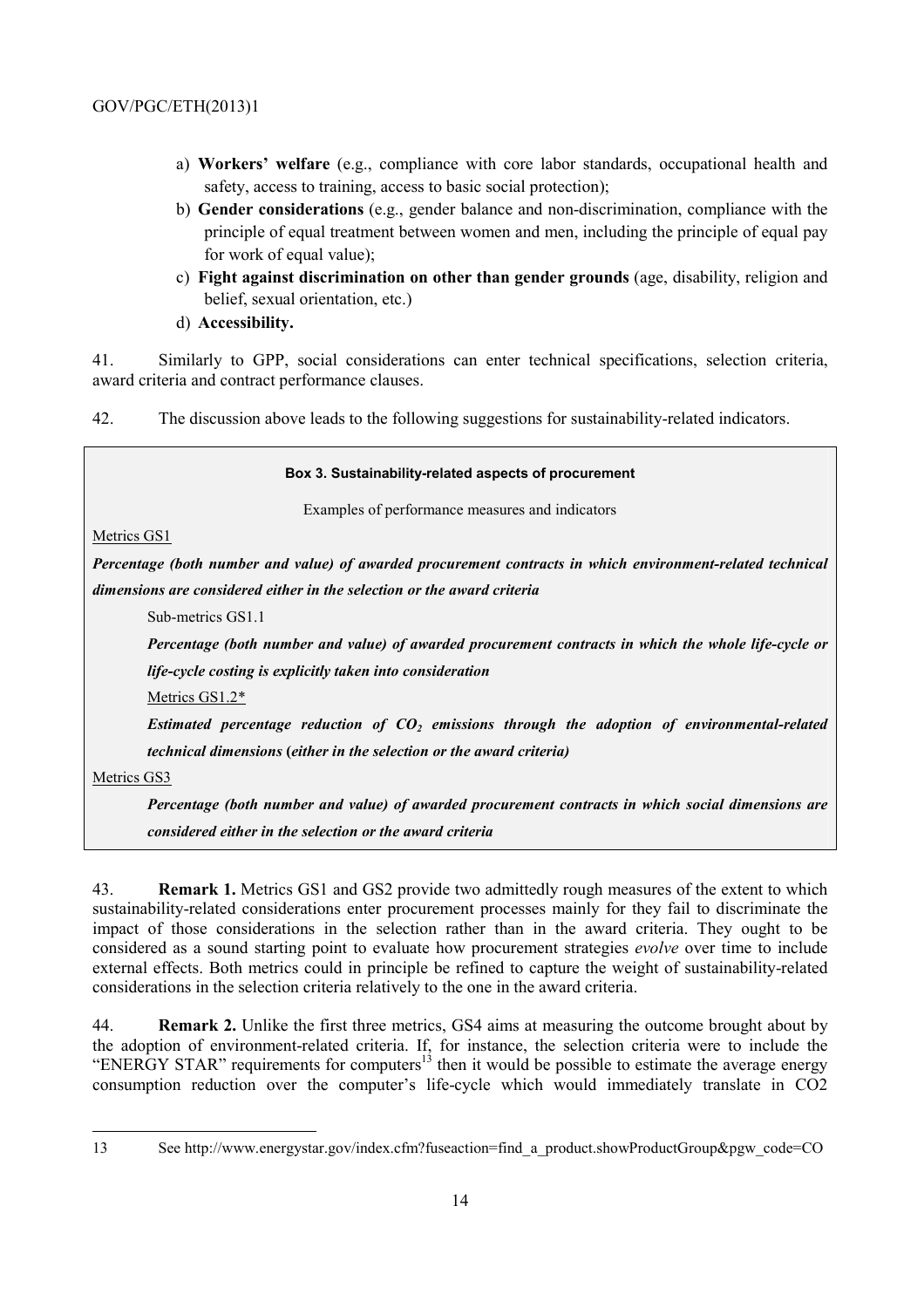a) **Workers' welfare** (e.g., compliance with core labor standards, occupational health and safety, access to training, access to basic social protection);
b) **Gender considerations** (e.g., gender balance and non-discrimination, compliance with the principle of equal treatment between women and men, including the principle of equal pay for work of equal value);
c) **Fight against discrimination on other than gender grounds** (age, disability, religion and belief, sexual orientation, etc.)
d) **Accessibility.**

41. Similarly to GPP, social considerations can enter technical specifications, selection criteria, award criteria and contract performance clauses.

42. The discussion above leads to the following suggestions for sustainability-related indicators.

**Box 3. Sustainability-related aspects of procurement**

Examples of performance measures and indicators

Metrics GS1

***Percentage (both number and value) of awarded procurement contracts in which environment-related technical dimensions are considered either in the selection or the award criteria***

Sub-metrics GS1.1

***Percentage (both number and value) of awarded procurement contracts in which the whole life-cycle or life-cycle costing is explicitly taken into consideration***

Metrics GS1.2*

***Estimated percentage reduction of $CO_2$ emissions through the adoption of environmental-related technical dimensions (either in the selection or the award criteria)***

Metrics GS3

***Percentage (both number and value) of awarded procurement contracts in which social dimensions are considered either in the selection or the award criteria***

43. **Remark 1.** Metrics GS1 and GS2 provide two admittedly rough measures of the extent to which sustainability-related considerations enter procurement processes mainly for they fail to discriminate the impact of those considerations in the selection rather than in the award criteria. They ought to be considered as a sound starting point to evaluate how procurement strategies *evolve* over time to include external effects. Both metrics could in principle be refined to capture the weight of sustainability-related considerations in the selection criteria relatively to the one in the award criteria.

44. **Remark 2.** Unlike the first three metrics, GS4 aims at measuring the outcome brought about by the adoption of environment-related criteria. If, for instance, the selection criteria were to include the "ENERGY STAR" requirements for computers[13] then it would be possible to estimate the average energy consumption reduction over the computer's life-cycle which would immediately translate in CO2

13 See http://www.energystar.gov/index.cfm?fuseaction=find_a_product.showProductGroup&pgw_code=CO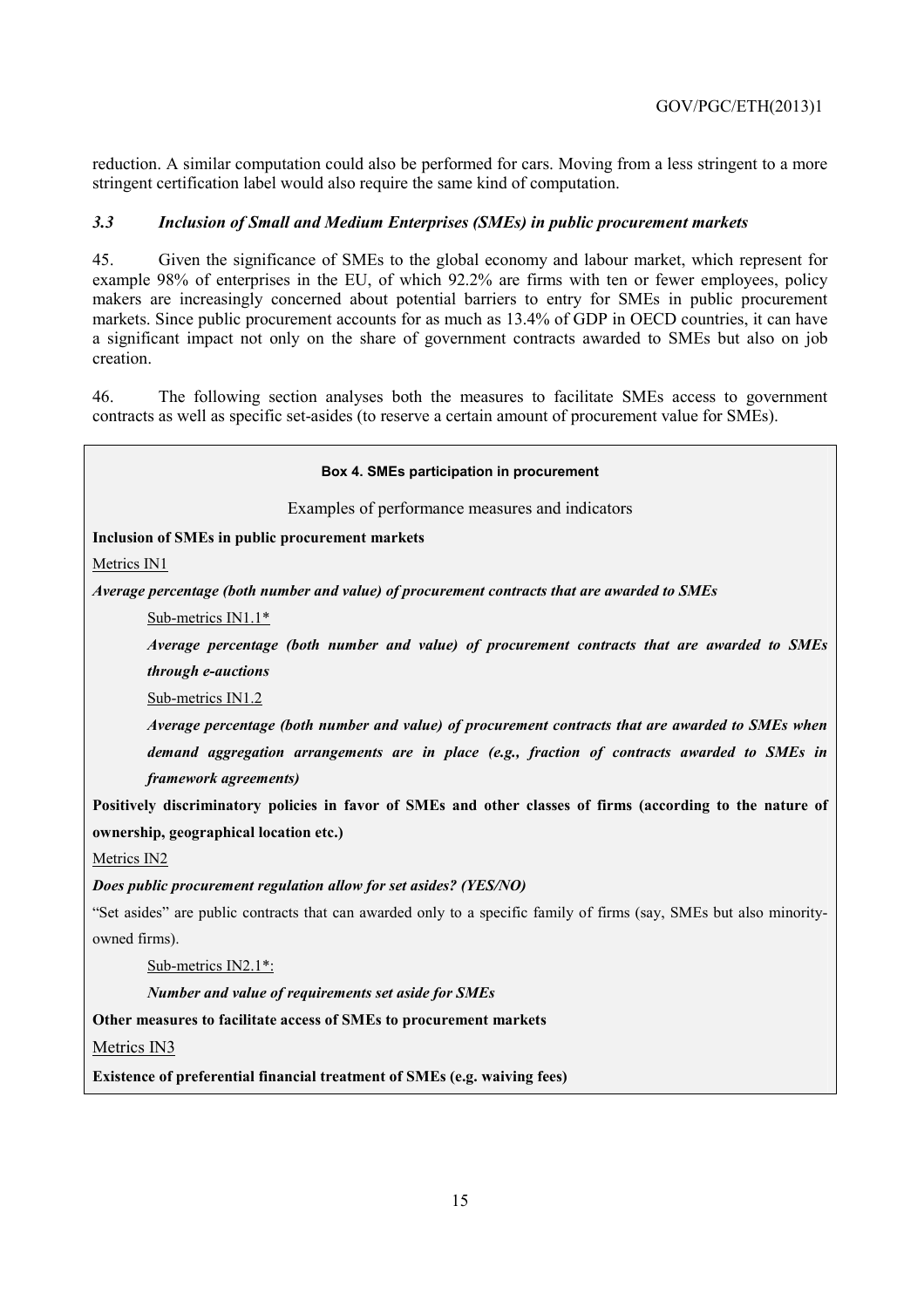reduction. A similar computation could also be performed for cars. Moving from a less stringent to a more stringent certification label would also require the same kind of computation.

### *3.3 Inclusion of Small and Medium Enterprises (SMEs) in public procurement markets*

45. Given the significance of SMEs to the global economy and labour market, which represent for example 98% of enterprises in the EU, of which 92.2% are firms with ten or fewer employees, policy makers are increasingly concerned about potential barriers to entry for SMEs in public procurement markets. Since public procurement accounts for as much as 13.4% of GDP in OECD countries, it can have a significant impact not only on the share of government contracts awarded to SMEs but also on job creation.

46. The following section analyses both the measures to facilitate SMEs access to government contracts as well as specific set-asides (to reserve a certain amount of procurement value for SMEs).

**Box 4. SMEs participation in procurement**

Examples of performance measures and indicators

**Inclusion of SMEs in public procurement markets**

Metrics IN1

***Average percentage (both number and value) of procurement contracts that are awarded to SMEs***

Sub-metrics IN1.1*

***Average percentage (both number and value) of procurement contracts that are awarded to SMEs through e-auctions***

Sub-metrics IN1.2

***Average percentage (both number and value) of procurement contracts that are awarded to SMEs when demand aggregation arrangements are in place (e.g., fraction of contracts awarded to SMEs in framework agreements)***

**Positively discriminatory policies in favor of SMEs and other classes of firms (according to the nature of ownership, geographical location etc.)**

Metrics IN2

***Does public procurement regulation allow for set asides? (YES/NO)***

"Set asides" are public contracts that can awarded only to a specific family of firms (say, SMEs but also minority-owned firms).

Sub-metrics IN2.1*:

***Number and value of requirements set aside for SMEs***

**Other measures to facilitate access of SMEs to procurement markets**

Metrics IN3

**Existence of preferential financial treatment of SMEs (e.g. waiving fees)**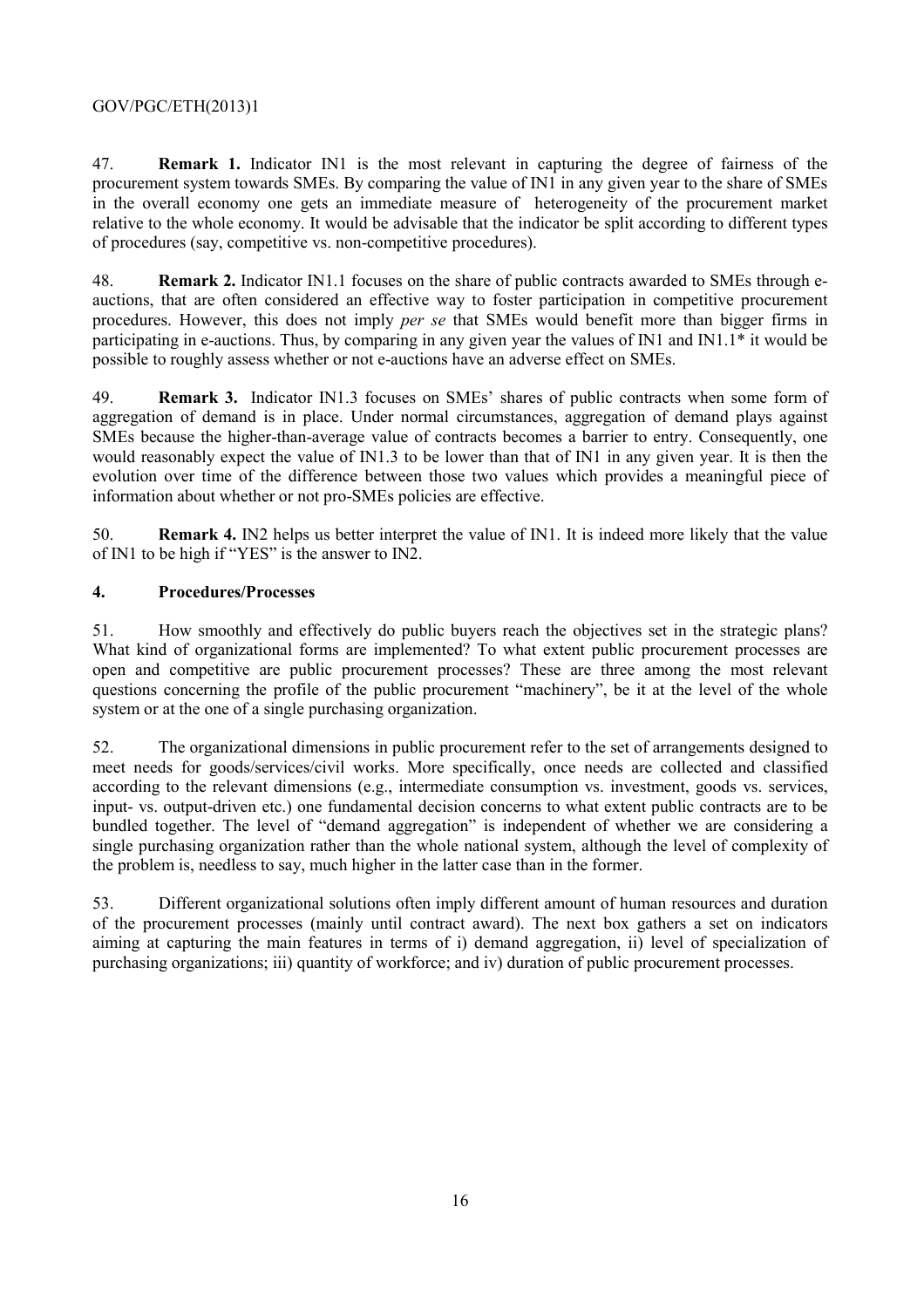47. **Remark 1.** Indicator IN1 is the most relevant in capturing the degree of fairness of the procurement system towards SMEs. By comparing the value of IN1 in any given year to the share of SMEs in the overall economy one gets an immediate measure of heterogeneity of the procurement market relative to the whole economy. It would be advisable that the indicator be split according to different types of procedures (say, competitive vs. non-competitive procedures).

48. **Remark 2.** Indicator IN1.1 focuses on the share of public contracts awarded to SMEs through e-auctions, that are often considered an effective way to foster participation in competitive procurement procedures. However, this does not imply *per se* that SMEs would benefit more than bigger firms in participating in e-auctions. Thus, by comparing in any given year the values of IN1 and IN1.1* it would be possible to roughly assess whether or not e-auctions have an adverse effect on SMEs.

49. **Remark 3.** Indicator IN1.3 focuses on SMEs' shares of public contracts when some form of aggregation of demand is in place. Under normal circumstances, aggregation of demand plays against SMEs because the higher-than-average value of contracts becomes a barrier to entry. Consequently, one would reasonably expect the value of IN1.3 to be lower than that of IN1 in any given year. It is then the evolution over time of the difference between those two values which provides a meaningful piece of information about whether or not pro-SMEs policies are effective.

50. **Remark 4.** IN2 helps us better interpret the value of IN1. It is indeed more likely that the value of IN1 to be high if "YES" is the answer to IN2.

## 4. Procedures/Processes

51. How smoothly and effectively do public buyers reach the objectives set in the strategic plans? What kind of organizational forms are implemented? To what extent public procurement processes are open and competitive are public procurement processes? These are three among the most relevant questions concerning the profile of the public procurement "machinery", be it at the level of the whole system or at the one of a single purchasing organization.

52. The organizational dimensions in public procurement refer to the set of arrangements designed to meet needs for goods/services/civil works. More specifically, once needs are collected and classified according to the relevant dimensions (e.g., intermediate consumption vs. investment, goods vs. services, input- vs. output-driven etc.) one fundamental decision concerns to what extent public contracts are to be bundled together. The level of "demand aggregation" is independent of whether we are considering a single purchasing organization rather than the whole national system, although the level of complexity of the problem is, needless to say, much higher in the latter case than in the former.

53. Different organizational solutions often imply different amount of human resources and duration of the procurement processes (mainly until contract award). The next box gathers a set on indicators aiming at capturing the main features in terms of i) demand aggregation, ii) level of specialization of purchasing organizations; iii) quantity of workforce; and iv) duration of public procurement processes.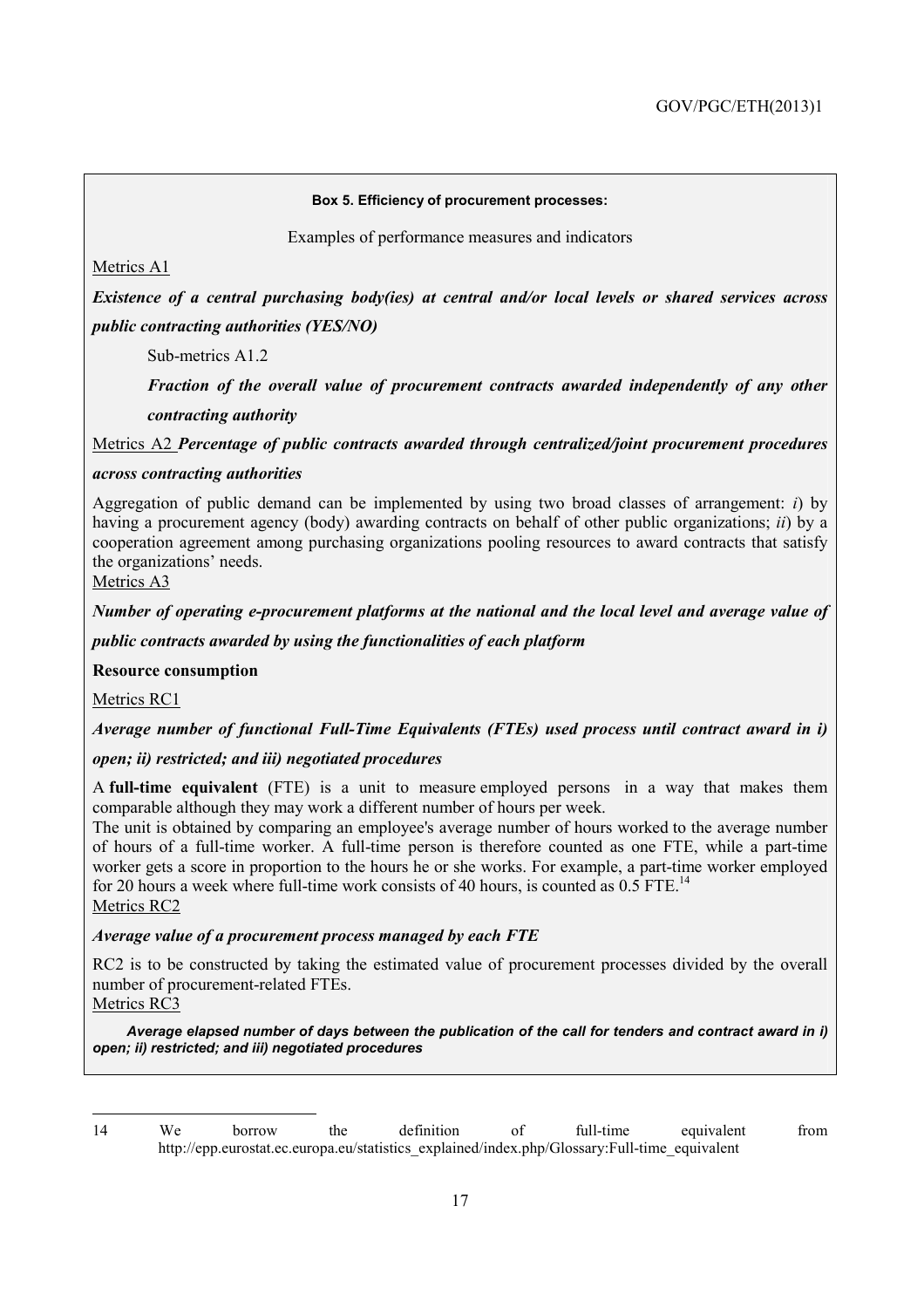**Box 5. Efficiency of procurement processes:**

Examples of performance measures and indicators

Metrics A1

***Existence of a central purchasing body(ies) at central and/or local levels or shared services across public contracting authorities (YES/NO)***

Sub-metrics A1.2

***Fraction of the overall value of procurement contracts awarded independently of any other contracting authority***

Metrics A2 ***Percentage of public contracts awarded through centralized/joint procurement procedures across contracting authorities***

Aggregation of public demand can be implemented by using two broad classes of arrangement: *i*) by having a procurement agency (body) awarding contracts on behalf of other public organizations; *ii*) by a cooperation agreement among purchasing organizations pooling resources to award contracts that satisfy the organizations' needs.

Metrics A3

***Number of operating e-procurement platforms at the national and the local level and average value of public contracts awarded by using the functionalities of each platform***

**Resource consumption**

Metrics RC1

***Average number of functional Full-Time Equivalents (FTEs) used process until contract award in i) open; ii) restricted; and iii) negotiated procedures***

A **full-time equivalent** (FTE) is a unit to measure employed persons in a way that makes them comparable although they may work a different number of hours per week.

The unit is obtained by comparing an employee's average number of hours worked to the average number of hours of a full-time worker. A full-time person is therefore counted as one FTE, while a part-time worker gets a score in proportion to the hours he or she works. For example, a part-time worker employed for 20 hours a week where full-time work consists of 40 hours, is counted as 0.5 FTE.[14]

Metrics RC2

***Average value of a procurement process managed by each FTE***

RC2 is to be constructed by taking the estimated value of procurement processes divided by the overall number of procurement-related FTEs.

Metrics RC3

***Average elapsed number of days between the publication of the call for tenders and contract award in i) open; ii) restricted; and iii) negotiated procedures***

---

14 We borrow the definition of full-time equivalent from http://epp.eurostat.ec.europa.eu/statistics_explained/index.php/Glossary:Full-time_equivalent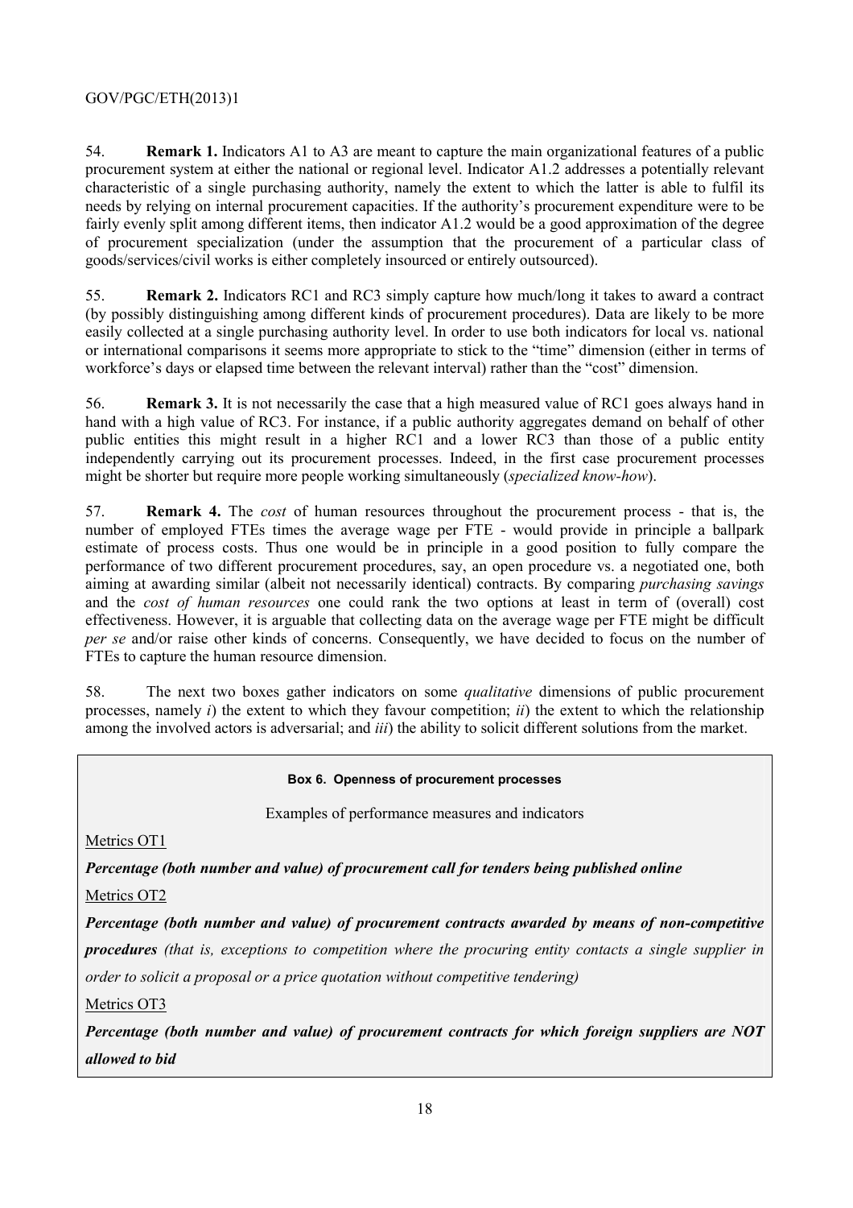54. **Remark 1.** Indicators A1 to A3 are meant to capture the main organizational features of a public procurement system at either the national or regional level. Indicator A1.2 addresses a potentially relevant characteristic of a single purchasing authority, namely the extent to which the latter is able to fulfil its needs by relying on internal procurement capacities. If the authority's procurement expenditure were to be fairly evenly split among different items, then indicator A1.2 would be a good approximation of the degree of procurement specialization (under the assumption that the procurement of a particular class of goods/services/civil works is either completely insourced or entirely outsourced).

55. **Remark 2.** Indicators RC1 and RC3 simply capture how much/long it takes to award a contract (by possibly distinguishing among different kinds of procurement procedures). Data are likely to be more easily collected at a single purchasing authority level. In order to use both indicators for local vs. national or international comparisons it seems more appropriate to stick to the "time" dimension (either in terms of workforce's days or elapsed time between the relevant interval) rather than the "cost" dimension.

56. **Remark 3.** It is not necessarily the case that a high measured value of RC1 goes always hand in hand with a high value of RC3. For instance, if a public authority aggregates demand on behalf of other public entities this might result in a higher RC1 and a lower RC3 than those of a public entity independently carrying out its procurement processes. Indeed, in the first case procurement processes might be shorter but require more people working simultaneously (*specialized know-how*).

57. **Remark 4.** The *cost* of human resources throughout the procurement process - that is, the number of employed FTEs times the average wage per FTE - would provide in principle a ballpark estimate of process costs. Thus one would be in principle in a good position to fully compare the performance of two different procurement procedures, say, an open procedure vs. a negotiated one, both aiming at awarding similar (albeit not necessarily identical) contracts. By comparing *purchasing savings* and the *cost of human resources* one could rank the two options at least in term of (overall) cost effectiveness. However, it is arguable that collecting data on the average wage per FTE might be difficult *per se* and/or raise other kinds of concerns. Consequently, we have decided to focus on the number of FTEs to capture the human resource dimension.

58. The next two boxes gather indicators on some *qualitative* dimensions of public procurement processes, namely *i*) the extent to which they favour competition; *ii*) the extent to which the relationship among the involved actors is adversarial; and *iii*) the ability to solicit different solutions from the market.

**Box 6. Openness of procurement processes**

Examples of performance measures and indicators

Metrics OT1

***Percentage (both number and value) of procurement call for tenders being published online***

Metrics OT2

***Percentage (both number and value) of procurement contracts awarded by means of non-competitive procedures*** *(that is, exceptions to competition where the procuring entity contacts a single supplier in order to solicit a proposal or a price quotation without competitive tendering)*

Metrics OT3

***Percentage (both number and value) of procurement contracts for which foreign suppliers are NOT allowed to bid***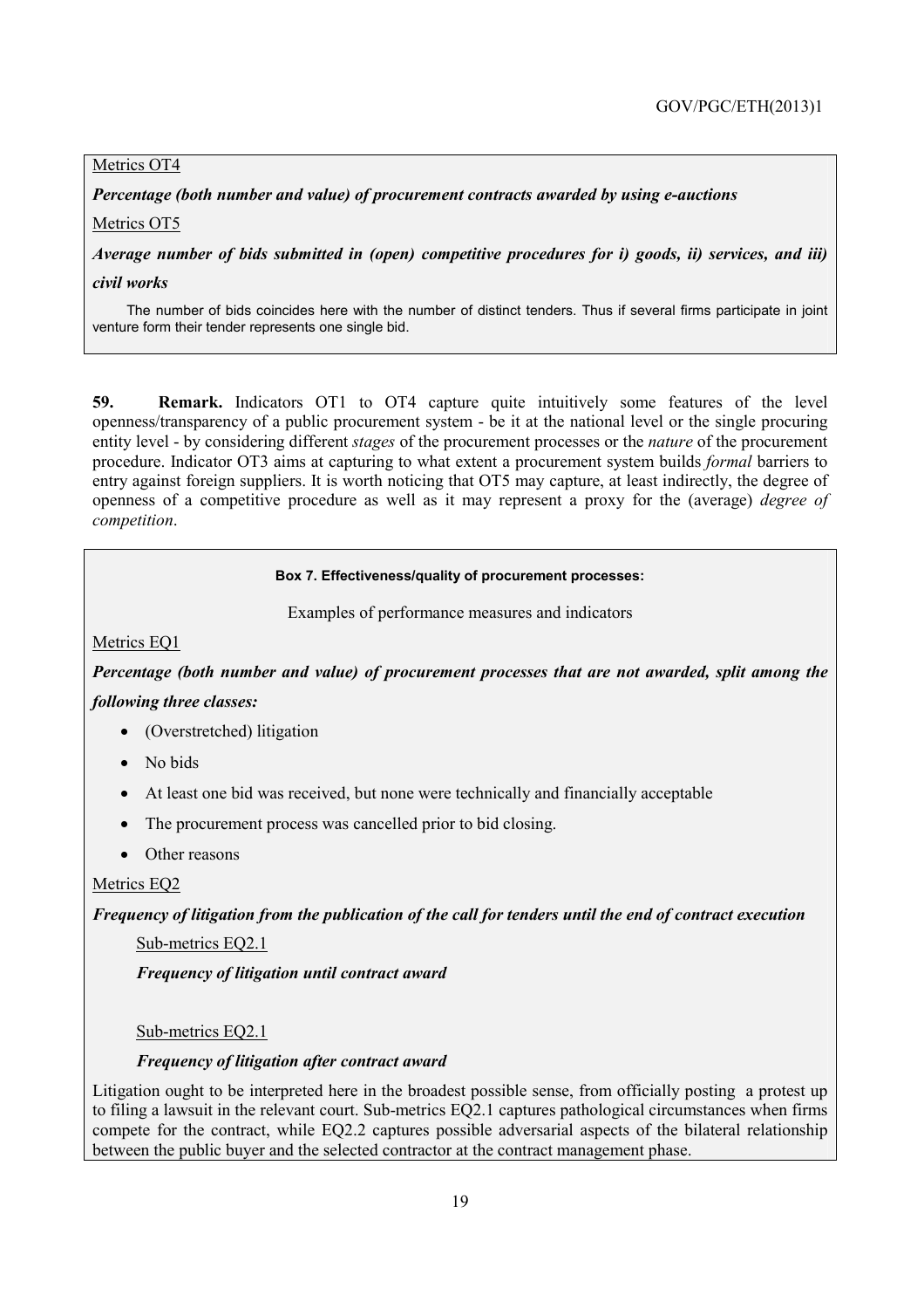Metrics OT4

***Percentage (both number and value) of procurement contracts awarded by using e-auctions***

Metrics OT5

***Average number of bids submitted in (open) competitive procedures for i) goods, ii) services, and iii) civil works***

The number of bids coincides here with the number of distinct tenders. Thus if several firms participate in joint venture form their tender represents one single bid.

**59. Remark.** Indicators OT1 to OT4 capture quite intuitively some features of the level openness/transparency of a public procurement system - be it at the national level or the single procuring entity level - by considering different *stages* of the procurement processes or the *nature* of the procurement procedure. Indicator OT3 aims at capturing to what extent a procurement system builds *formal* barriers to entry against foreign suppliers. It is worth noticing that OT5 may capture, at least indirectly, the degree of openness of a competitive procedure as well as it may represent a proxy for the (average) *degree of competition*.

**Box 7. Effectiveness/quality of procurement processes:**

Examples of performance measures and indicators

Metrics EQ1

***Percentage (both number and value) of procurement processes that are not awarded, split among the following three classes:***

- (Overstretched) litigation
- No bids
- At least one bid was received, but none were technically and financially acceptable
- The procurement process was cancelled prior to bid closing.
- Other reasons

Metrics EQ2

***Frequency of litigation from the publication of the call for tenders until the end of contract execution***

Sub-metrics EQ2.1

***Frequency of litigation until contract award***

Sub-metrics EQ2.1

***Frequency of litigation after contract award***

Litigation ought to be interpreted here in the broadest possible sense, from officially posting a protest up to filing a lawsuit in the relevant court. Sub-metrics EQ2.1 captures pathological circumstances when firms compete for the contract, while EQ2.2 captures possible adversarial aspects of the bilateral relationship between the public buyer and the selected contractor at the contract management phase.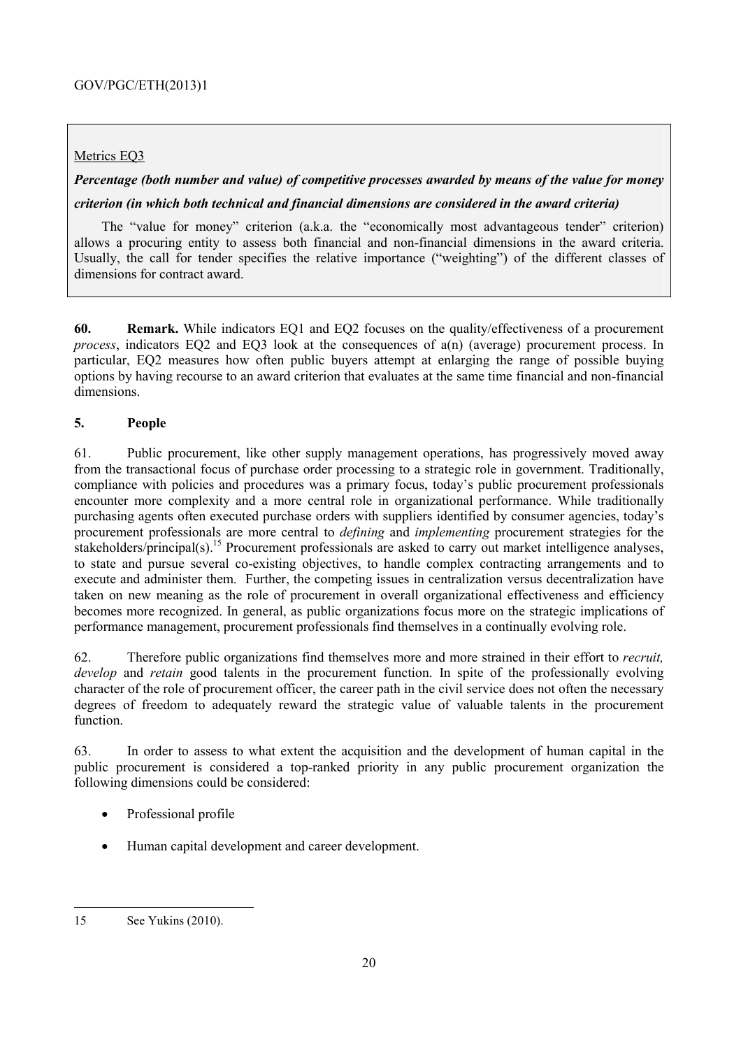Metrics EQ3

***Percentage (both number and value) of competitive processes awarded by means of the value for money criterion (in which both technical and financial dimensions are considered in the award criteria)***

The "value for money" criterion (a.k.a. the "economically most advantageous tender" criterion) allows a procuring entity to assess both financial and non-financial dimensions in the award criteria. Usually, the call for tender specifies the relative importance ("weighting") of the different classes of dimensions for contract award.

**60. Remark.** While indicators EQ1 and EQ2 focuses on the quality/effectiveness of a procurement *process*, indicators EQ2 and EQ3 look at the consequences of a(n) (average) procurement process. In particular, EQ2 measures how often public buyers attempt at enlarging the range of possible buying options by having recourse to an award criterion that evaluates at the same time financial and non-financial dimensions.

## 5. People

61. Public procurement, like other supply management operations, has progressively moved away from the transactional focus of purchase order processing to a strategic role in government. Traditionally, compliance with policies and procedures was a primary focus, today's public procurement professionals encounter more complexity and a more central role in organizational performance. While traditionally purchasing agents often executed purchase orders with suppliers identified by consumer agencies, today's procurement professionals are more central to *defining* and *implementing* procurement strategies for the stakeholders/principal(s).[15] Procurement professionals are asked to carry out market intelligence analyses, to state and pursue several co-existing objectives, to handle complex contracting arrangements and to execute and administer them. Further, the competing issues in centralization versus decentralization have taken on new meaning as the role of procurement in overall organizational effectiveness and efficiency becomes more recognized. In general, as public organizations focus more on the strategic implications of performance management, procurement professionals find themselves in a continually evolving role.

62. Therefore public organizations find themselves more and more strained in their effort to *recruit, develop* and *retain* good talents in the procurement function. In spite of the professionally evolving character of the role of procurement officer, the career path in the civil service does not often the necessary degrees of freedom to adequately reward the strategic value of valuable talents in the procurement function.

63. In order to assess to what extent the acquisition and the development of human capital in the public procurement is considered a top-ranked priority in any public procurement organization the following dimensions could be considered:

- Professional profile
- Human capital development and career development.

---

15 See Yukins (2010).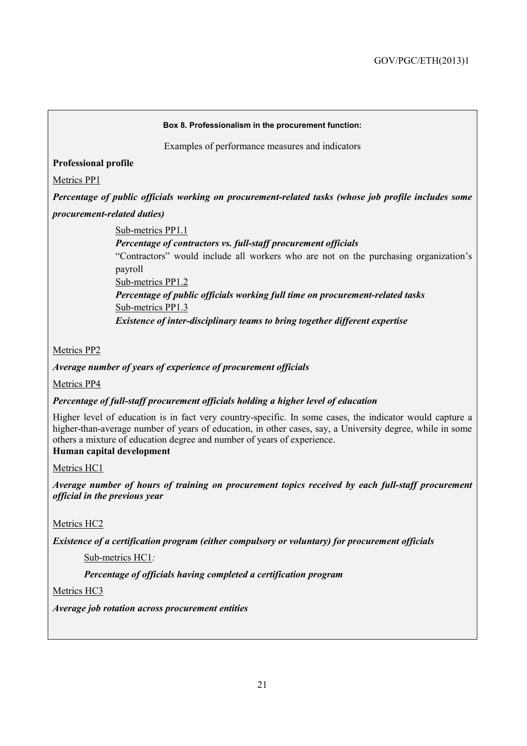**Box 8. Professionalism in the procurement function:**

Examples of performance measures and indicators

**Professional profile**

Metrics PP1

***Percentage of public officials working on procurement-related tasks (whose job profile includes some procurement-related duties)***

> Sub-metrics PP1.1
>
> ***Percentage of contractors vs. full-staff procurement officials***
>
> "Contractors" would include all workers who are not on the purchasing organization's payroll
>
> Sub-metrics PP1.2
>
> ***Percentage of public officials working full time on procurement-related tasks***
>
> Sub-metrics PP1.3
>
> ***Existence of inter-disciplinary teams to bring together different expertise***

Metrics PP2

***Average number of years of experience of procurement officials***

Metrics PP4

***Percentage of full-staff procurement officials holding a higher level of education***

Higher level of education is in fact very country-specific. In some cases, the indicator would capture a higher-than-average number of years of education, in other cases, say, a University degree, while in some others a mixture of education degree and number of years of experience.

**Human capital development**

Metrics HC1

***Average number of hours of training on procurement topics received by each full-staff procurement official in the previous year***

Metrics HC2

***Existence of a certification program (either compulsory or voluntary) for procurement officials***

> Sub-metrics HC1*:*
>
> ***Percentage of officials having completed a certification program***

Metrics HC3

***Average job rotation across procurement entities***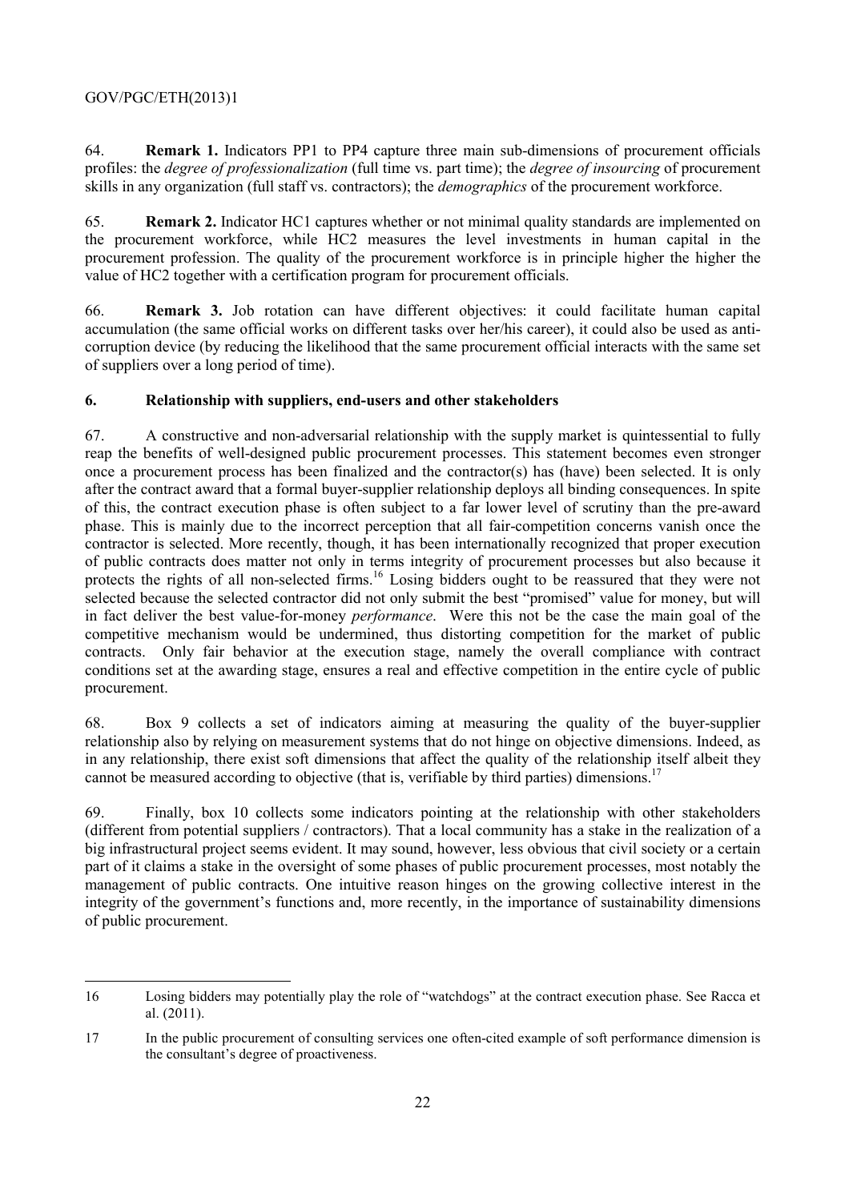64. **Remark 1.** Indicators PP1 to PP4 capture three main sub-dimensions of procurement officials profiles: the *degree of professionalization* (full time vs. part time); the *degree of insourcing* of procurement skills in any organization (full staff vs. contractors); the *demographics* of the procurement workforce.

65. **Remark 2.** Indicator HC1 captures whether or not minimal quality standards are implemented on the procurement workforce, while HC2 measures the level investments in human capital in the procurement profession. The quality of the procurement workforce is in principle higher the higher the value of HC2 together with a certification program for procurement officials.

66. **Remark 3.** Job rotation can have different objectives: it could facilitate human capital accumulation (the same official works on different tasks over her/his career), it could also be used as anti-corruption device (by reducing the likelihood that the same procurement official interacts with the same set of suppliers over a long period of time).

## 6. Relationship with suppliers, end-users and other stakeholders

67. A constructive and non-adversarial relationship with the supply market is quintessential to fully reap the benefits of well-designed public procurement processes. This statement becomes even stronger once a procurement process has been finalized and the contractor(s) has (have) been selected. It is only after the contract award that a formal buyer-supplier relationship deploys all binding consequences. In spite of this, the contract execution phase is often subject to a far lower level of scrutiny than the pre-award phase. This is mainly due to the incorrect perception that all fair-competition concerns vanish once the contractor is selected. More recently, though, it has been internationally recognized that proper execution of public contracts does matter not only in terms integrity of procurement processes but also because it protects the rights of all non-selected firms.[16] Losing bidders ought to be reassured that they were not selected because the selected contractor did not only submit the best "promised" value for money, but will in fact deliver the best value-for-money *performance*. Were this not be the case the main goal of the competitive mechanism would be undermined, thus distorting competition for the market of public contracts. Only fair behavior at the execution stage, namely the overall compliance with contract conditions set at the awarding stage, ensures a real and effective competition in the entire cycle of public procurement.

68. Box 9 collects a set of indicators aiming at measuring the quality of the buyer-supplier relationship also by relying on measurement systems that do not hinge on objective dimensions. Indeed, as in any relationship, there exist soft dimensions that affect the quality of the relationship itself albeit they cannot be measured according to objective (that is, verifiable by third parties) dimensions.[17]

69. Finally, box 10 collects some indicators pointing at the relationship with other stakeholders (different from potential suppliers / contractors). That a local community has a stake in the realization of a big infrastructural project seems evident. It may sound, however, less obvious that civil society or a certain part of it claims a stake in the oversight of some phases of public procurement processes, most notably the management of public contracts. One intuitive reason hinges on the growing collective interest in the integrity of the government's functions and, more recently, in the importance of sustainability dimensions of public procurement.

---

16 Losing bidders may potentially play the role of "watchdogs" at the contract execution phase. See Racca et al. (2011).

17 In the public procurement of consulting services one often-cited example of soft performance dimension is the consultant's degree of proactiveness.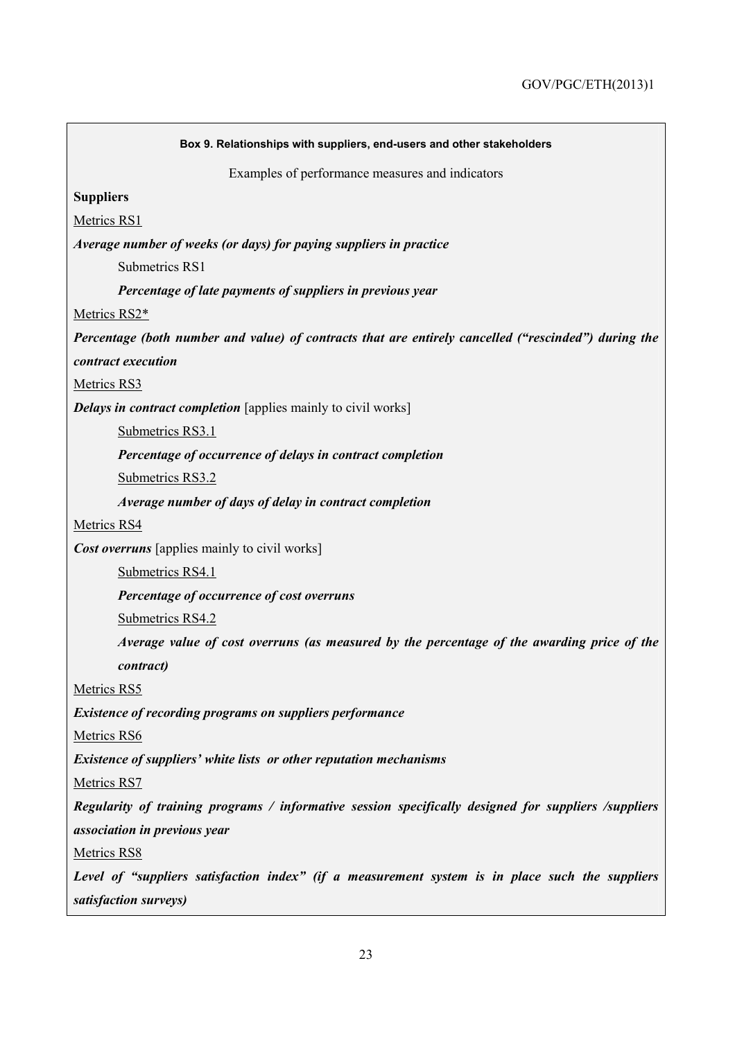**Box 9. Relationships with suppliers, end-users and other stakeholders**

Examples of performance measures and indicators

**Suppliers**

<u>Metrics RS1</u>

***Average number of weeks (or days) for paying suppliers in practice***

Submetrics RS1

***Percentage of late payments of suppliers in previous year***

<u>Metrics RS2*</u>

***Percentage (both number and value) of contracts that are entirely cancelled ("rescinded") during the contract execution***

<u>Metrics RS3</u>

***Delays in contract completion*** [applies mainly to civil works]

<u>Submetrics RS3.1</u>

***Percentage of occurrence of delays in contract completion***

<u>Submetrics RS3.2</u>

***Average number of days of delay in contract completion***

<u>Metrics RS4</u>

***Cost overruns*** [applies mainly to civil works]

<u>Submetrics RS4.1</u>

***Percentage of occurrence of cost overruns***

<u>Submetrics RS4.2</u>

***Average value of cost overruns (as measured by the percentage of the awarding price of the contract)***

<u>Metrics RS5</u>

***Existence of recording programs on suppliers performance***

<u>Metrics RS6</u>

***Existence of suppliers' white lists or other reputation mechanisms***

<u>Metrics RS7</u>

***Regularity of training programs / informative session specifically designed for suppliers /suppliers association in previous year***

<u>Metrics RS8</u>

***Level of "suppliers satisfaction index" (if a measurement system is in place such the suppliers satisfaction surveys)***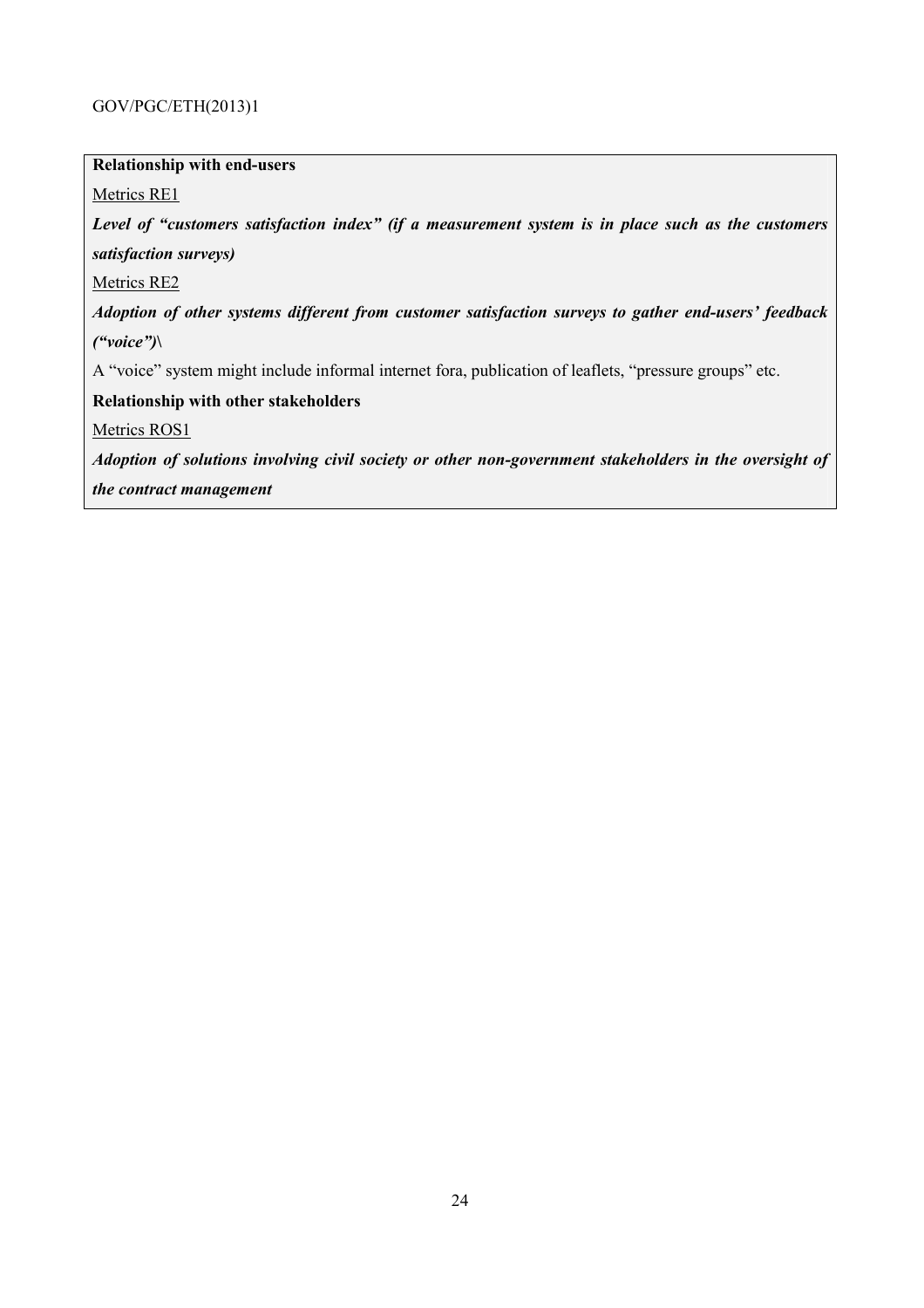**Relationship with end-users**

Metrics RE1

***Level of "customers satisfaction index" (if a measurement system is in place such as the customers satisfaction surveys)***

Metrics RE2

***Adoption of other systems different from customer satisfaction surveys to gather end-users' feedback ("voice")\***

A "voice" system might include informal internet fora, publication of leaflets, "pressure groups" etc.

**Relationship with other stakeholders**

Metrics ROS1

***Adoption of solutions involving civil society or other non-government stakeholders in the oversight of the contract management***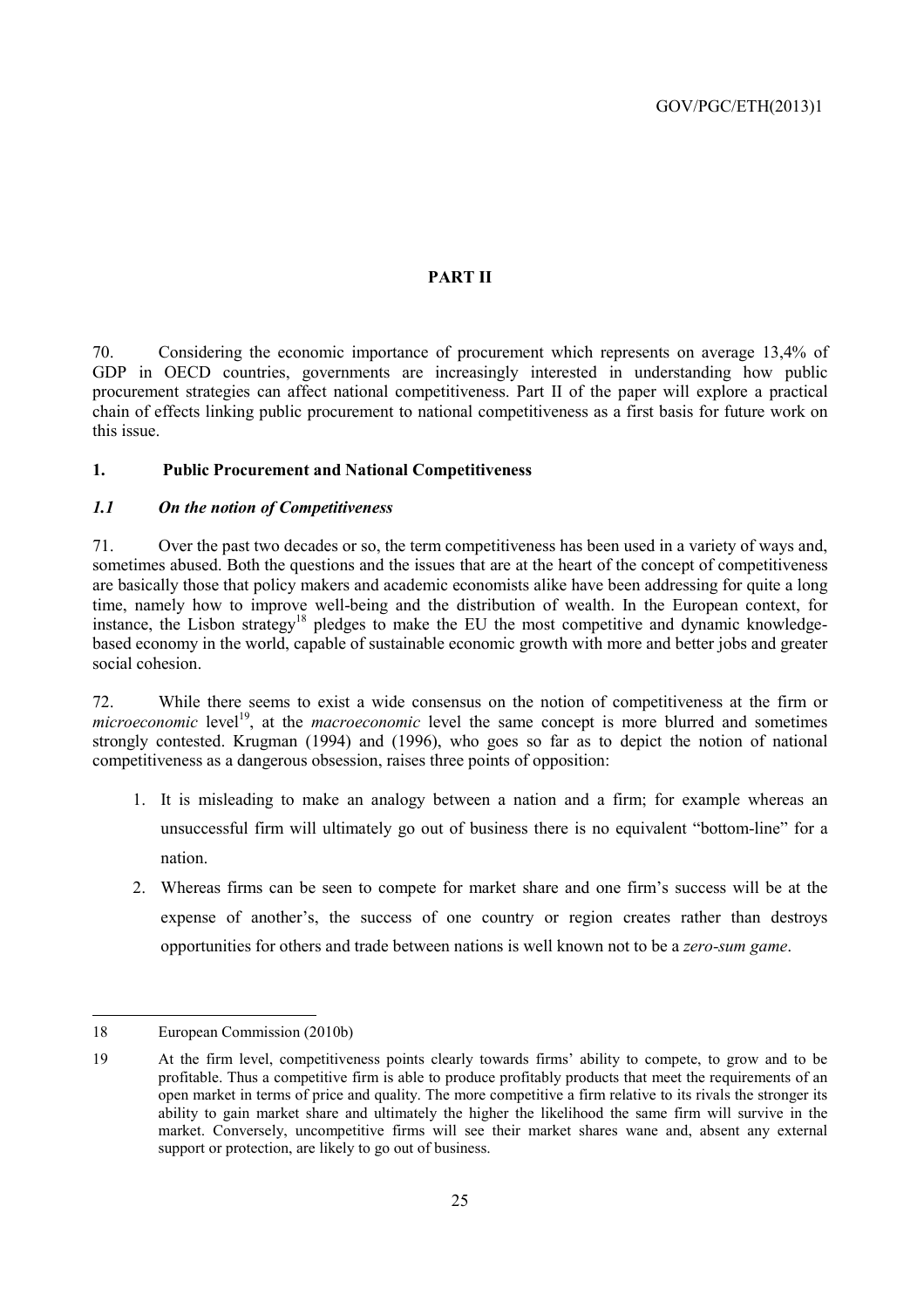## PART II

70. Considering the economic importance of procurement which represents on average 13,4% of GDP in OECD countries, governments are increasingly interested in understanding how public procurement strategies can affect national competitiveness. Part II of the paper will explore a practical chain of effects linking public procurement to national competitiveness as a first basis for future work on this issue.

### 1. Public Procurement and National Competitiveness

#### *1.1 On the notion of Competitiveness*

71. Over the past two decades or so, the term competitiveness has been used in a variety of ways and, sometimes abused. Both the questions and the issues that are at the heart of the concept of competitiveness are basically those that policy makers and academic economists alike have been addressing for quite a long time, namely how to improve well-being and the distribution of wealth. In the European context, for instance, the Lisbon strategy[18] pledges to make the EU the most competitive and dynamic knowledge-based economy in the world, capable of sustainable economic growth with more and better jobs and greater social cohesion.

72. While there seems to exist a wide consensus on the notion of competitiveness at the firm or *microeconomic* level[19], at the *macroeconomic* level the same concept is more blurred and sometimes strongly contested. Krugman (1994) and (1996), who goes so far as to depict the notion of national competitiveness as a dangerous obsession, raises three points of opposition:

1. It is misleading to make an analogy between a nation and a firm; for example whereas an unsuccessful firm will ultimately go out of business there is no equivalent "bottom-line" for a nation.
2. Whereas firms can be seen to compete for market share and one firm's success will be at the expense of another's, the success of one country or region creates rather than destroys opportunities for others and trade between nations is well known not to be a *zero-sum game*.

---

18 European Commission (2010b)

19 At the firm level, competitiveness points clearly towards firms' ability to compete, to grow and to be profitable. Thus a competitive firm is able to produce profitably products that meet the requirements of an open market in terms of price and quality. The more competitive a firm relative to its rivals the stronger its ability to gain market share and ultimately the higher the likelihood the same firm will survive in the market. Conversely, uncompetitive firms will see their market shares wane and, absent any external support or protection, are likely to go out of business.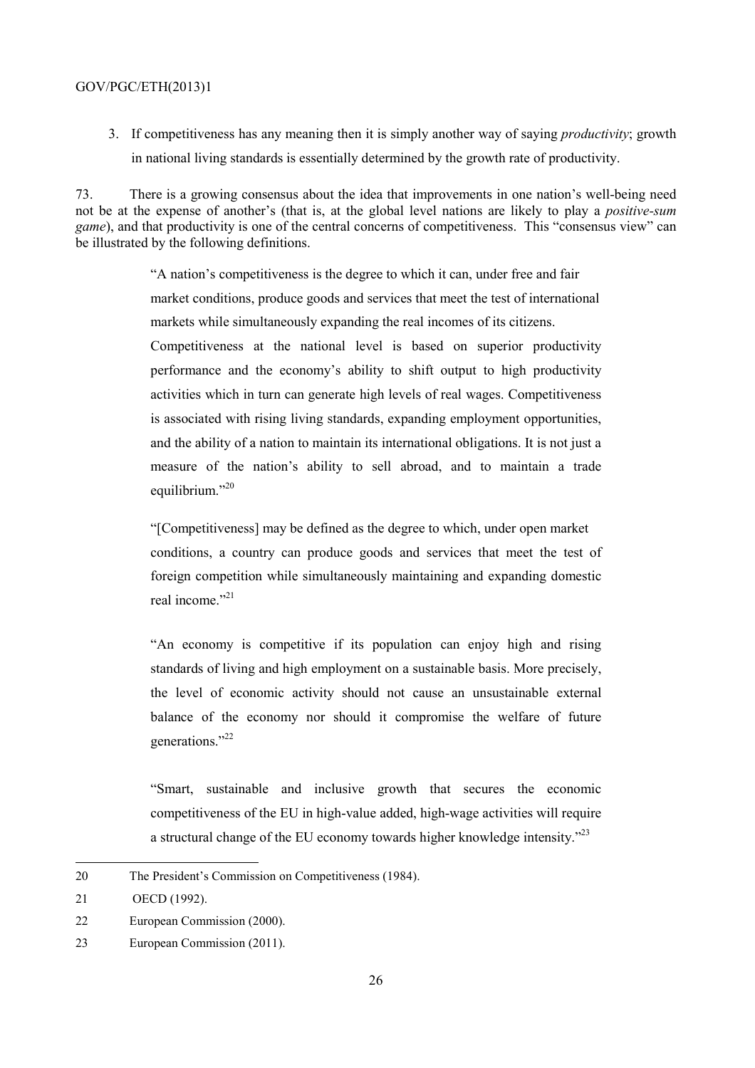3. If competitiveness has any meaning then it is simply another way of saying *productivity*; growth in national living standards is essentially determined by the growth rate of productivity.

73. There is a growing consensus about the idea that improvements in one nation's well-being need not be at the expense of another's (that is, at the global level nations are likely to play a *positive-sum game*), and that productivity is one of the central concerns of competitiveness. This "consensus view" can be illustrated by the following definitions.

> "A nation's competitiveness is the degree to which it can, under free and fair market conditions, produce goods and services that meet the test of international markets while simultaneously expanding the real incomes of its citizens. Competitiveness at the national level is based on superior productivity performance and the economy's ability to shift output to high productivity activities which in turn can generate high levels of real wages. Competitiveness is associated with rising living standards, expanding employment opportunities, and the ability of a nation to maintain its international obligations. It is not just a measure of the nation's ability to sell abroad, and to maintain a trade equilibrium."[20]

> "[Competitiveness] may be defined as the degree to which, under open market conditions, a country can produce goods and services that meet the test of foreign competition while simultaneously maintaining and expanding domestic real income."[21]

> "An economy is competitive if its population can enjoy high and rising standards of living and high employment on a sustainable basis. More precisely, the level of economic activity should not cause an unsustainable external balance of the economy nor should it compromise the welfare of future generations."[22]

> "Smart, sustainable and inclusive growth that secures the economic competitiveness of the EU in high-value added, high-wage activities will require a structural change of the EU economy towards higher knowledge intensity."[23]

---

20 The President's Commission on Competitiveness (1984).

21 OECD (1992).

22 European Commission (2000).

23 European Commission (2011).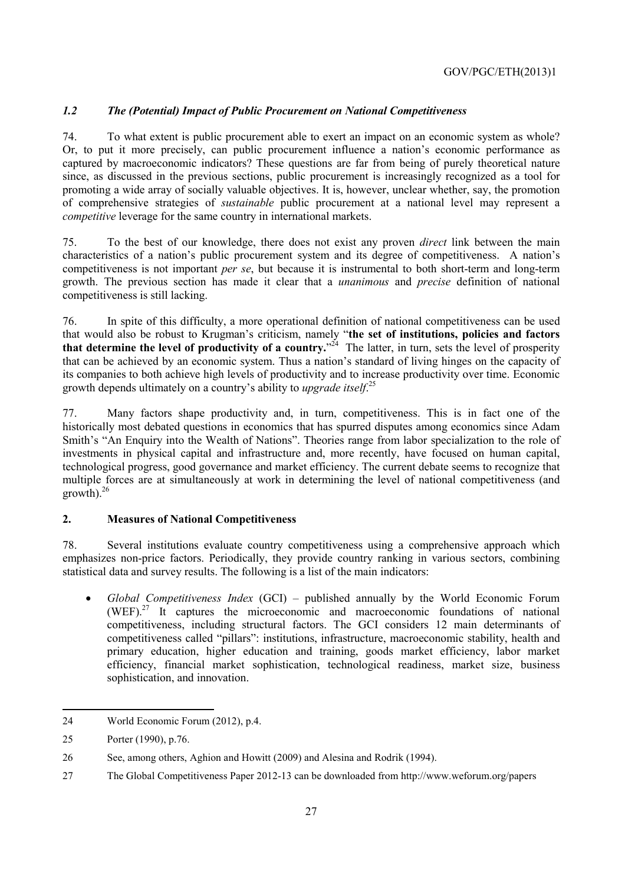### *1.2 The (Potential) Impact of Public Procurement on National Competitiveness*

74. To what extent is public procurement able to exert an impact on an economic system as whole? Or, to put it more precisely, can public procurement influence a nation's economic performance as captured by macroeconomic indicators? These questions are far from being of purely theoretical nature since, as discussed in the previous sections, public procurement is increasingly recognized as a tool for promoting a wide array of socially valuable objectives. It is, however, unclear whether, say, the promotion of comprehensive strategies of *sustainable* public procurement at a national level may represent a *competitive* leverage for the same country in international markets.

75. To the best of our knowledge, there does not exist any proven *direct* link between the main characteristics of a nation's public procurement system and its degree of competitiveness. A nation's competitiveness is not important *per se*, but because it is instrumental to both short-term and long-term growth. The previous section has made it clear that a *unanimous* and *precise* definition of national competitiveness is still lacking.

76. In spite of this difficulty, a more operational definition of national competitiveness can be used that would also be robust to Krugman's criticism, namely "**the set of institutions, policies and factors that determine the level of productivity of a country.**"[24] The latter, in turn, sets the level of prosperity that can be achieved by an economic system. Thus a nation's standard of living hinges on the capacity of its companies to both achieve high levels of productivity and to increase productivity over time. Economic growth depends ultimately on a country's ability to *upgrade itself*.[25]

77. Many factors shape productivity and, in turn, competitiveness. This is in fact one of the historically most debated questions in economics that has spurred disputes among economics since Adam Smith's "An Enquiry into the Wealth of Nations". Theories range from labor specialization to the role of investments in physical capital and infrastructure and, more recently, have focused on human capital, technological progress, good governance and market efficiency. The current debate seems to recognize that multiple forces are at simultaneously at work in determining the level of national competitiveness (and growth).[26]

## 2. Measures of National Competitiveness

78. Several institutions evaluate country competitiveness using a comprehensive approach which emphasizes non-price factors. Periodically, they provide country ranking in various sectors, combining statistical data and survey results. The following is a list of the main indicators:

- *Global Competitiveness Index* (GCI) – published annually by the World Economic Forum (WEF).[27] It captures the microeconomic and macroeconomic foundations of national competitiveness, including structural factors. The GCI considers 12 main determinants of competitiveness called "pillars": institutions, infrastructure, macroeconomic stability, health and primary education, higher education and training, goods market efficiency, labor market efficiency, financial market sophistication, technological readiness, market size, business sophistication, and innovation.

---

24 World Economic Forum (2012), p.4.

25 Porter (1990), p.76.

26 See, among others, Aghion and Howitt (2009) and Alesina and Rodrik (1994).

27 The Global Competitiveness Paper 2012-13 can be downloaded from http://www.weforum.org/papers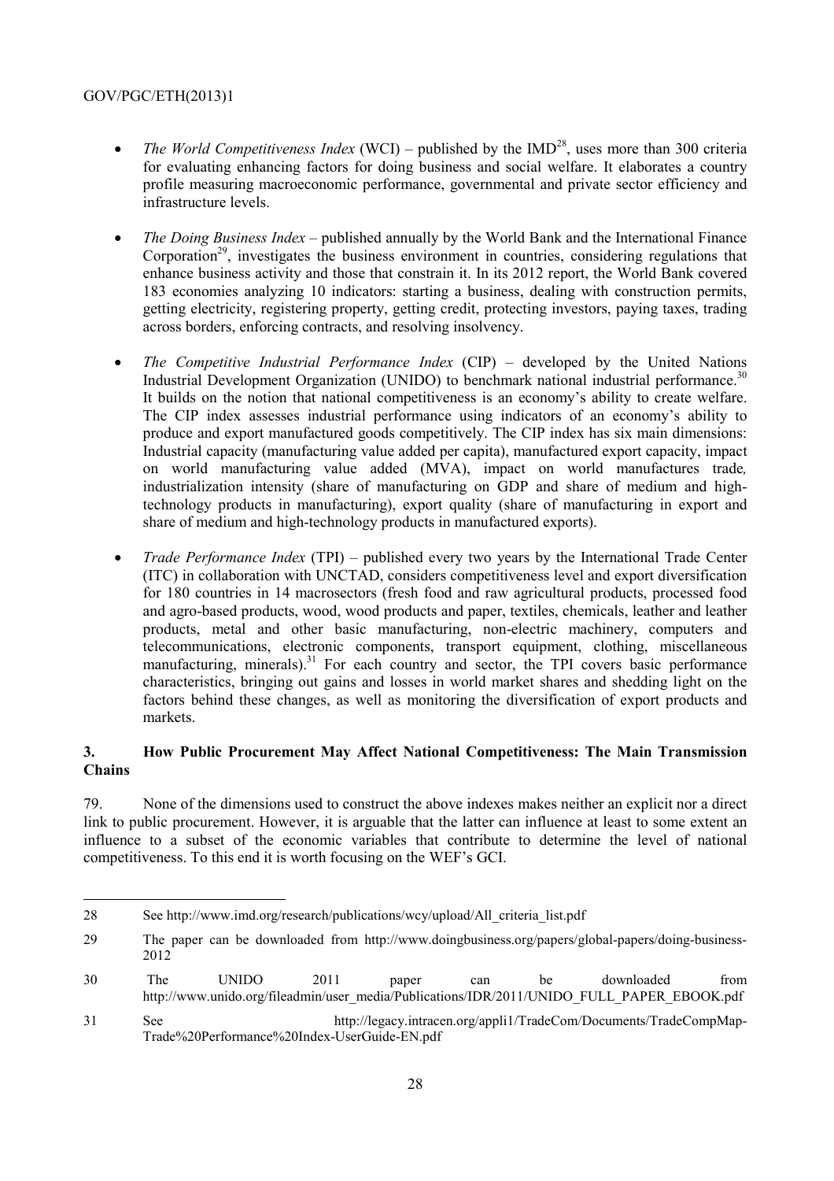- *The World Competitiveness Index* (WCI) – published by the IMD[28], uses more than 300 criteria for evaluating enhancing factors for doing business and social welfare. It elaborates a country profile measuring macroeconomic performance, governmental and private sector efficiency and infrastructure levels.

- *The Doing Business Index* – published annually by the World Bank and the International Finance Corporation[29], investigates the business environment in countries, considering regulations that enhance business activity and those that constrain it. In its 2012 report, the World Bank covered 183 economies analyzing 10 indicators: starting a business, dealing with construction permits, getting electricity, registering property, getting credit, protecting investors, paying taxes, trading across borders, enforcing contracts, and resolving insolvency.

- *The Competitive Industrial Performance Index* (CIP) – developed by the United Nations Industrial Development Organization (UNIDO) to benchmark national industrial performance.[30] It builds on the notion that national competitiveness is an economy's ability to create welfare. The CIP index assesses industrial performance using indicators of an economy's ability to produce and export manufactured goods competitively. The CIP index has six main dimensions: Industrial capacity (manufacturing value added per capita), manufactured export capacity, impact on world manufacturing value added (MVA), impact on world manufactures trade, industrialization intensity (share of manufacturing on GDP and share of medium and high-technology products in manufacturing), export quality (share of manufacturing in export and share of medium and high-technology products in manufactured exports).

- *Trade Performance Index* (TPI) – published every two years by the International Trade Center (ITC) in collaboration with UNCTAD, considers competitiveness level and export diversification for 180 countries in 14 macrosectors (fresh food and raw agricultural products, processed food and agro-based products, wood, wood products and paper, textiles, chemicals, leather and leather products, metal and other basic manufacturing, non-electric machinery, computers and telecommunications, electronic components, transport equipment, clothing, miscellaneous manufacturing, minerals).[31] For each country and sector, the TPI covers basic performance characteristics, bringing out gains and losses in world market shares and shedding light on the factors behind these changes, as well as monitoring the diversification of export products and markets.

### 3. How Public Procurement May Affect National Competitiveness: The Main Transmission Chains

79. None of the dimensions used to construct the above indexes makes neither an explicit nor a direct link to public procurement. However, it is arguable that the latter can influence at least to some extent an influence to a subset of the economic variables that contribute to determine the level of national competitiveness. To this end it is worth focusing on the WEF's GCI.

---

28 See http://www.imd.org/research/publications/wcy/upload/All_criteria_list.pdf

29 The paper can be downloaded from http://www.doingbusiness.org/papers/global-papers/doing-business-2012

30 The UNIDO 2011 paper can be downloaded from http://www.unido.org/fileadmin/user_media/Publications/IDR/2011/UNIDO_FULL_PAPER_EBOOK.pdf

31 See http://legacy.intracen.org/appli1/TradeCom/Documents/TradeCompMap-Trade%20Performance%20Index-UserGuide-EN.pdf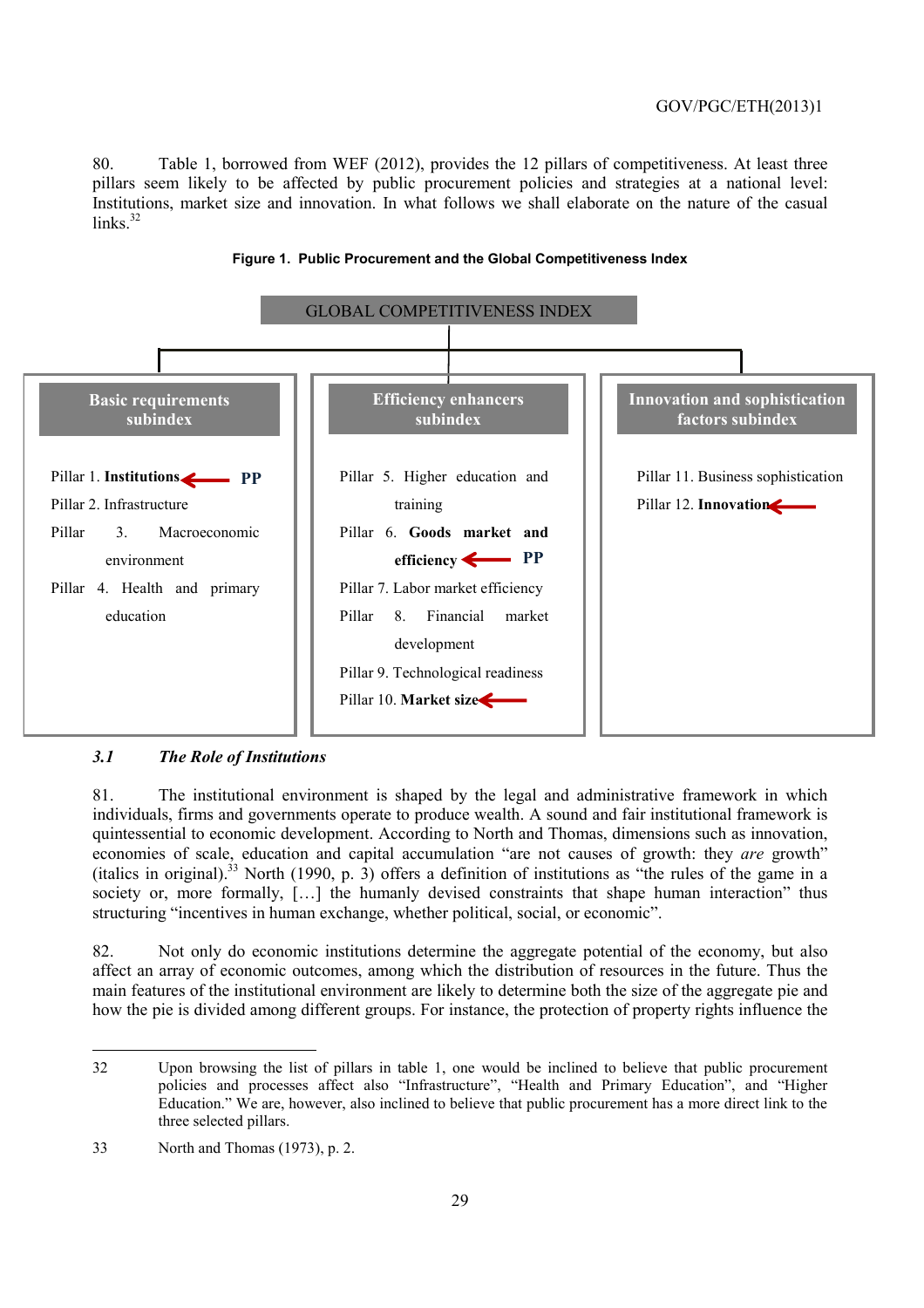80. Table 1, borrowed from WEF (2012), provides the 12 pillars of competitiveness. At least three pillars seem likely to be affected by public procurement policies and strategies at a national level: Institutions, market size and innovation. In what follows we shall elaborate on the nature of the casual links.[32]

**Figure 1. Public Procurement and the Global Competitiveness Index**

GLOBAL COMPETITIVENESS INDEX

| Basic requirements subindex | Efficiency enhancers subindex | Innovation and sophistication factors subindex |
|---|---|---|
| Pillar 1. **Institutions** ← PP | Pillar 5. Higher education and training | Pillar 11. Business sophistication |
| Pillar 2. Infrastructure | Pillar 6. **Goods market and efficiency** ← PP | Pillar 12. **Innovation** ← |
| Pillar 3. Macroeconomic environment | Pillar 7. Labor market efficiency | |
| Pillar 4. Health and primary education | Pillar 8. Financial market development | |
| | Pillar 9. Technological readiness | |
| | Pillar 10. **Market size** ← | |

### *3.1 The Role of Institutions*

81. The institutional environment is shaped by the legal and administrative framework in which individuals, firms and governments operate to produce wealth. A sound and fair institutional framework is quintessential to economic development. According to North and Thomas, dimensions such as innovation, economies of scale, education and capital accumulation "are not causes of growth: they *are* growth" (italics in original).[33] North (1990, p. 3) offers a definition of institutions as "the rules of the game in a society or, more formally, […] the humanly devised constraints that shape human interaction" thus structuring "incentives in human exchange, whether political, social, or economic".

82. Not only do economic institutions determine the aggregate potential of the economy, but also affect an array of economic outcomes, among which the distribution of resources in the future. Thus the main features of the institutional environment are likely to determine both the size of the aggregate pie and how the pie is divided among different groups. For instance, the protection of property rights influence the

---

32 Upon browsing the list of pillars in table 1, one would be inclined to believe that public procurement policies and processes affect also "Infrastructure", "Health and Primary Education", and "Higher Education." We are, however, also inclined to believe that public procurement has a more direct link to the three selected pillars.

33 North and Thomas (1973), p. 2.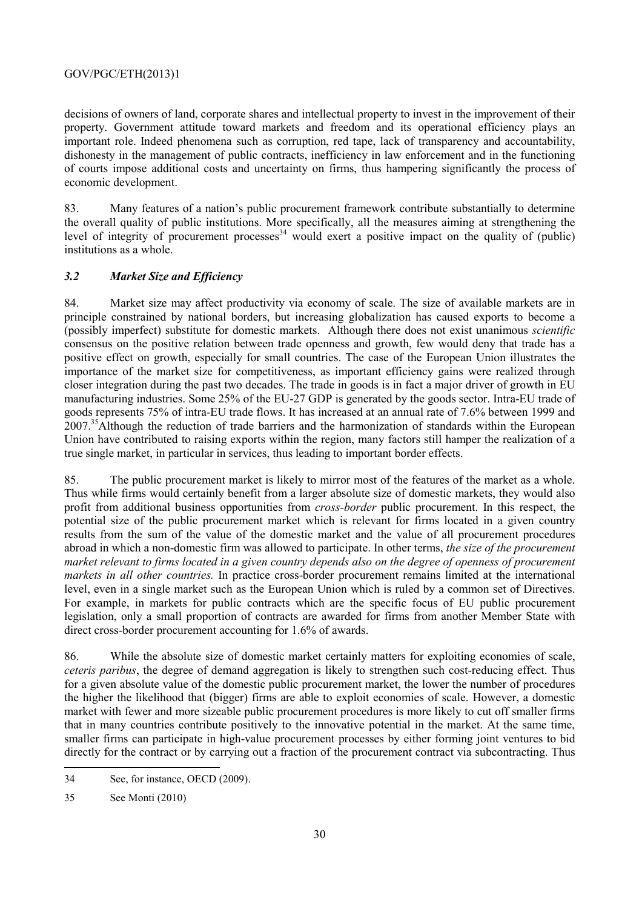decisions of owners of land, corporate shares and intellectual property to invest in the improvement of their property. Government attitude toward markets and freedom and its operational efficiency plays an important role. Indeed phenomena such as corruption, red tape, lack of transparency and accountability, dishonesty in the management of public contracts, inefficiency in law enforcement and in the functioning of courts impose additional costs and uncertainty on firms, thus hampering significantly the process of economic development.

83. Many features of a nation's public procurement framework contribute substantially to determine the overall quality of public institutions. More specifically, all the measures aiming at strengthening the level of integrity of procurement processes[34] would exert a positive impact on the quality of (public) institutions as a whole.

### *3.2 Market Size and Efficiency*

84. Market size may affect productivity via economy of scale. The size of available markets are in principle constrained by national borders, but increasing globalization has caused exports to become a (possibly imperfect) substitute for domestic markets. Although there does not exist unanimous *scientific* consensus on the positive relation between trade openness and growth, few would deny that trade has a positive effect on growth, especially for small countries. The case of the European Union illustrates the importance of the market size for competitiveness, as important efficiency gains were realized through closer integration during the past two decades. The trade in goods is in fact a major driver of growth in EU manufacturing industries. Some 25% of the EU-27 GDP is generated by the goods sector. Intra-EU trade of goods represents 75% of intra-EU trade flows. It has increased at an annual rate of 7.6% between 1999 and 2007.[35] Although the reduction of trade barriers and the harmonization of standards within the European Union have contributed to raising exports within the region, many factors still hamper the realization of a true single market, in particular in services, thus leading to important border effects.

85. The public procurement market is likely to mirror most of the features of the market as a whole. Thus while firms would certainly benefit from a larger absolute size of domestic markets, they would also profit from additional business opportunities from *cross-border* public procurement. In this respect, the potential size of the public procurement market which is relevant for firms located in a given country results from the sum of the value of the domestic market and the value of all procurement procedures abroad in which a non-domestic firm was allowed to participate. In other terms, *the size of the procurement market relevant to firms located in a given country depends also on the degree of openness of procurement markets in all other countries.* In practice cross-border procurement remains limited at the international level, even in a single market such as the European Union which is ruled by a common set of Directives. For example, in markets for public contracts which are the specific focus of EU public procurement legislation, only a small proportion of contracts are awarded for firms from another Member State with direct cross-border procurement accounting for 1.6% of awards.

86. While the absolute size of domestic market certainly matters for exploiting economies of scale, *ceteris paribus*, the degree of demand aggregation is likely to strengthen such cost-reducing effect. Thus for a given absolute value of the domestic public procurement market, the lower the number of procedures the higher the likelihood that (bigger) firms are able to exploit economies of scale. However, a domestic market with fewer and more sizeable public procurement procedures is more likely to cut off smaller firms that in many countries contribute positively to the innovative potential in the market. At the same time, smaller firms can participate in high-value procurement processes by either forming joint ventures to bid directly for the contract or by carrying out a fraction of the procurement contract via subcontracting. Thus

---

34 See, for instance, OECD (2009).

35 See Monti (2010)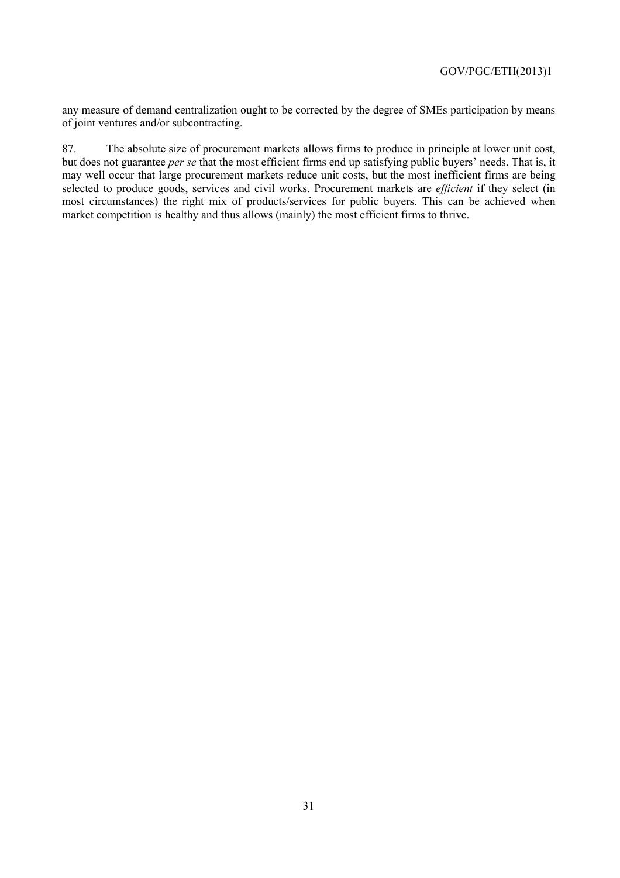any measure of demand centralization ought to be corrected by the degree of SMEs participation by means of joint ventures and/or subcontracting.

87. The absolute size of procurement markets allows firms to produce in principle at lower unit cost, but does not guarantee *per se* that the most efficient firms end up satisfying public buyers' needs. That is, it may well occur that large procurement markets reduce unit costs, but the most inefficient firms are being selected to produce goods, services and civil works. Procurement markets are *efficient* if they select (in most circumstances) the right mix of products/services for public buyers. This can be achieved when market competition is healthy and thus allows (mainly) the most efficient firms to thrive.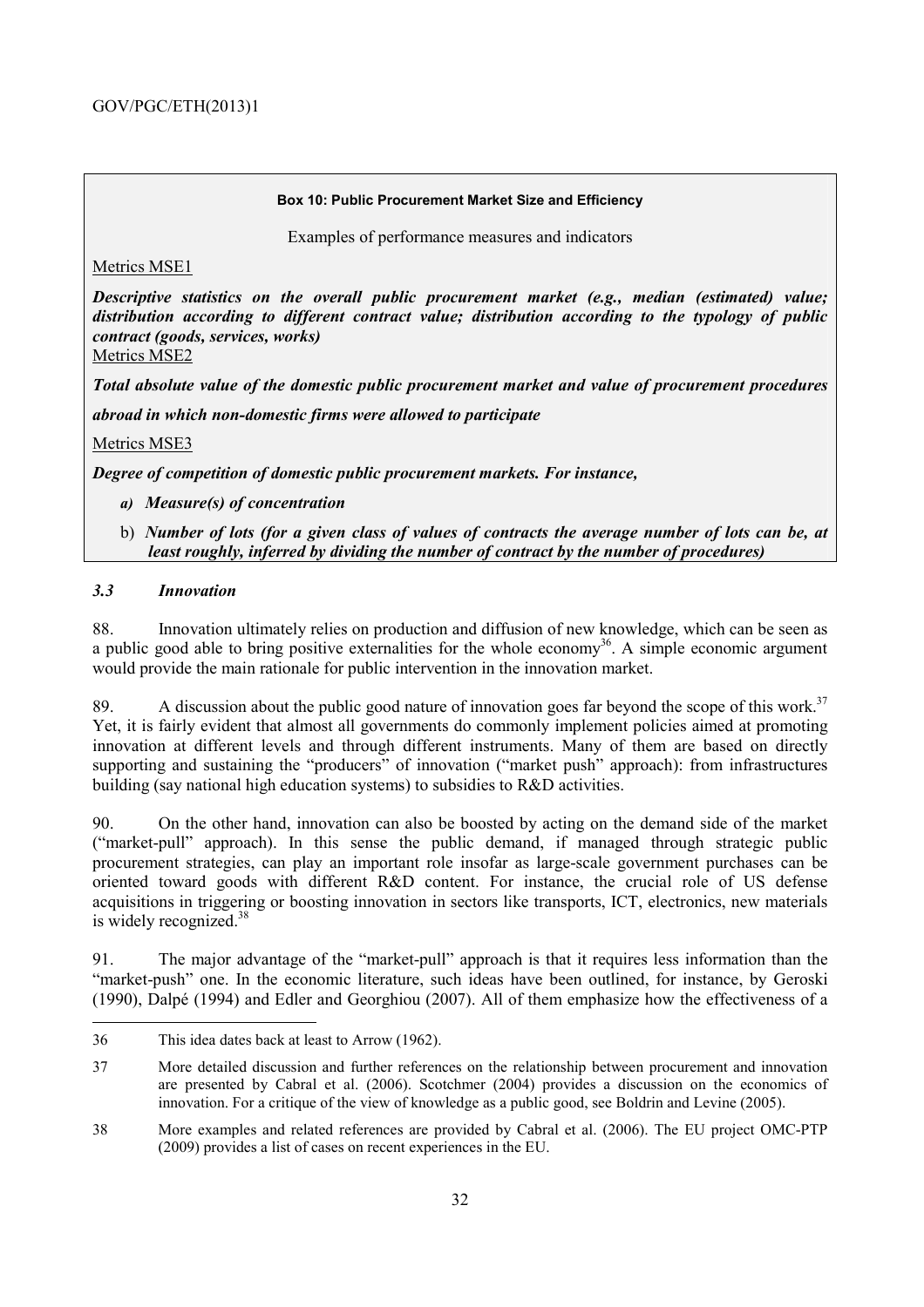**Box 10: Public Procurement Market Size and Efficiency**

Examples of performance measures and indicators

Metrics MSE1

***Descriptive statistics on the overall public procurement market (e.g., median (estimated) value; distribution according to different contract value; distribution according to the typology of public contract (goods, services, works)***

Metrics MSE2

***Total absolute value of the domestic public procurement market and value of procurement procedures abroad in which non-domestic firms were allowed to participate***

Metrics MSE3

***Degree of competition of domestic public procurement markets. For instance,***

*a)* ***Measure(s) of concentration***

b) ***Number of lots (for a given class of values of contracts the average number of lots can be, at least roughly, inferred by dividing the number of contract by the number of procedures)***

### *3.3 Innovation*

88. Innovation ultimately relies on production and diffusion of new knowledge, which can be seen as a public good able to bring positive externalities for the whole economy[36]. A simple economic argument would provide the main rationale for public intervention in the innovation market.

89. A discussion about the public good nature of innovation goes far beyond the scope of this work.[37] Yet, it is fairly evident that almost all governments do commonly implement policies aimed at promoting innovation at different levels and through different instruments. Many of them are based on directly supporting and sustaining the "producers" of innovation ("market push" approach): from infrastructures building (say national high education systems) to subsidies to R&D activities.

90. On the other hand, innovation can also be boosted by acting on the demand side of the market ("market-pull" approach). In this sense the public demand, if managed through strategic public procurement strategies, can play an important role insofar as large-scale government purchases can be oriented toward goods with different R&D content. For instance, the crucial role of US defense acquisitions in triggering or boosting innovation in sectors like transports, ICT, electronics, new materials is widely recognized.[38]

91. The major advantage of the "market-pull" approach is that it requires less information than the "market-push" one. In the economic literature, such ideas have been outlined, for instance, by Geroski (1990), Dalpé (1994) and Edler and Georghiou (2007). All of them emphasize how the effectiveness of a

---

36 This idea dates back at least to Arrow (1962).

37 More detailed discussion and further references on the relationship between procurement and innovation are presented by Cabral et al. (2006). Scotchmer (2004) provides a discussion on the economics of innovation. For a critique of the view of knowledge as a public good, see Boldrin and Levine (2005).

38 More examples and related references are provided by Cabral et al. (2006). The EU project OMC-PTP (2009) provides a list of cases on recent experiences in the EU.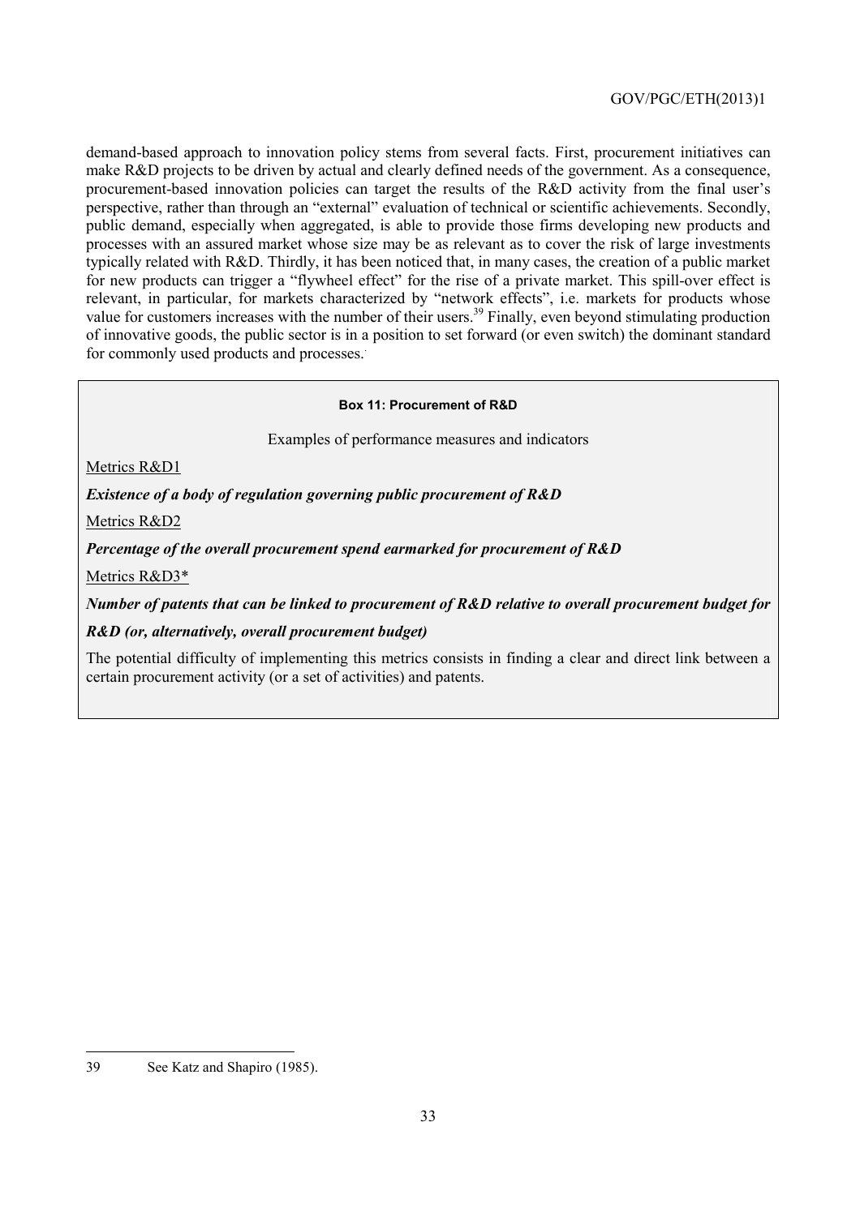demand-based approach to innovation policy stems from several facts. First, procurement initiatives can make R&D projects to be driven by actual and clearly defined needs of the government. As a consequence, procurement-based innovation policies can target the results of the R&D activity from the final user's perspective, rather than through an "external" evaluation of technical or scientific achievements. Secondly, public demand, especially when aggregated, is able to provide those firms developing new products and processes with an assured market whose size may be as relevant as to cover the risk of large investments typically related with R&D. Thirdly, it has been noticed that, in many cases, the creation of a public market for new products can trigger a "flywheel effect" for the rise of a private market. This spill-over effect is relevant, in particular, for markets characterized by "network effects", i.e. markets for products whose value for customers increases with the number of their users.[39] Finally, even beyond stimulating production of innovative goods, the public sector is in a position to set forward (or even switch) the dominant standard for commonly used products and processes.

> **Box 11: Procurement of R&D**
>
> Examples of performance measures and indicators
>
> Metrics R&D1
>
> ***Existence of a body of regulation governing public procurement of R&D***
>
> Metrics R&D2
>
> ***Percentage of the overall procurement spend earmarked for procurement of R&D***
>
> Metrics R&D3*
>
> ***Number of patents that can be linked to procurement of R&D relative to overall procurement budget for R&D (or, alternatively, overall procurement budget)***
>
> The potential difficulty of implementing this metrics consists in finding a clear and direct link between a certain procurement activity (or a set of activities) and patents.

---

39 See Katz and Shapiro (1985).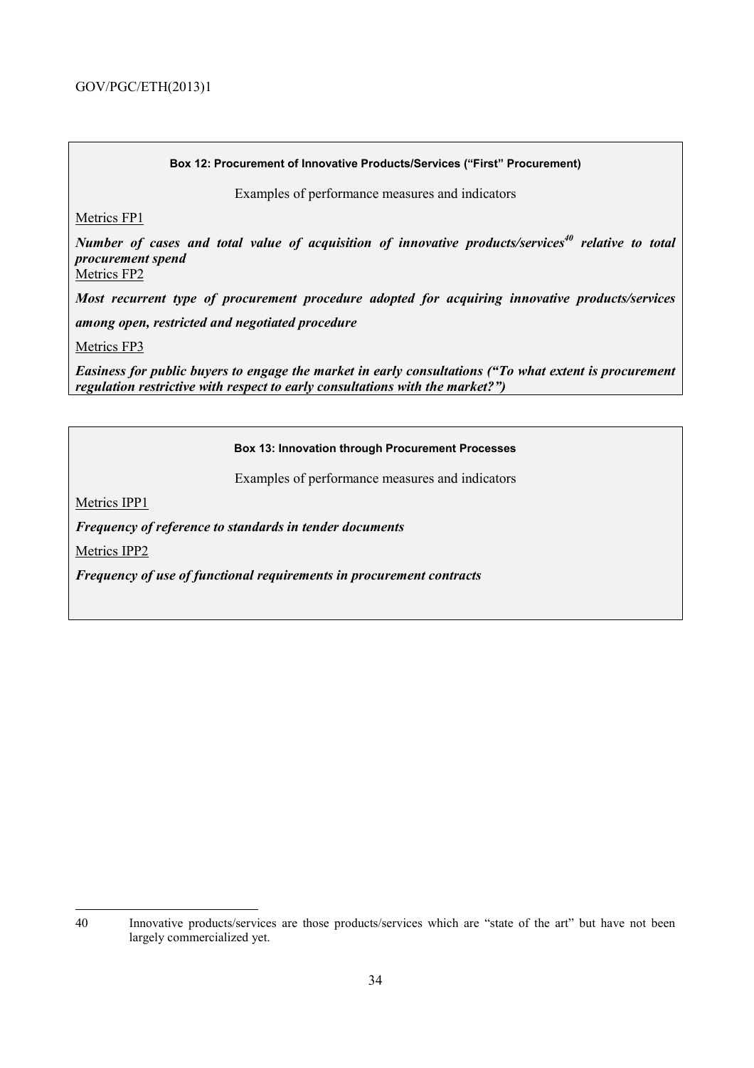**Box 12: Procurement of Innovative Products/Services ("First" Procurement)**

Examples of performance measures and indicators

Metrics FP1

***Number of cases and total value of acquisition of innovative products/services[40] relative to total procurement spend***

Metrics FP2

***Most recurrent type of procurement procedure adopted for acquiring innovative products/services among open, restricted and negotiated procedure***

Metrics FP3

***Easiness for public buyers to engage the market in early consultations ("To what extent is procurement regulation restrictive with respect to early consultations with the market?")***

**Box 13: Innovation through Procurement Processes**

Examples of performance measures and indicators

Metrics IPP1

***Frequency of reference to standards in tender documents***

Metrics IPP2

***Frequency of use of functional requirements in procurement contracts***

---

40 Innovative products/services are those products/services which are "state of the art" but have not been largely commercialized yet.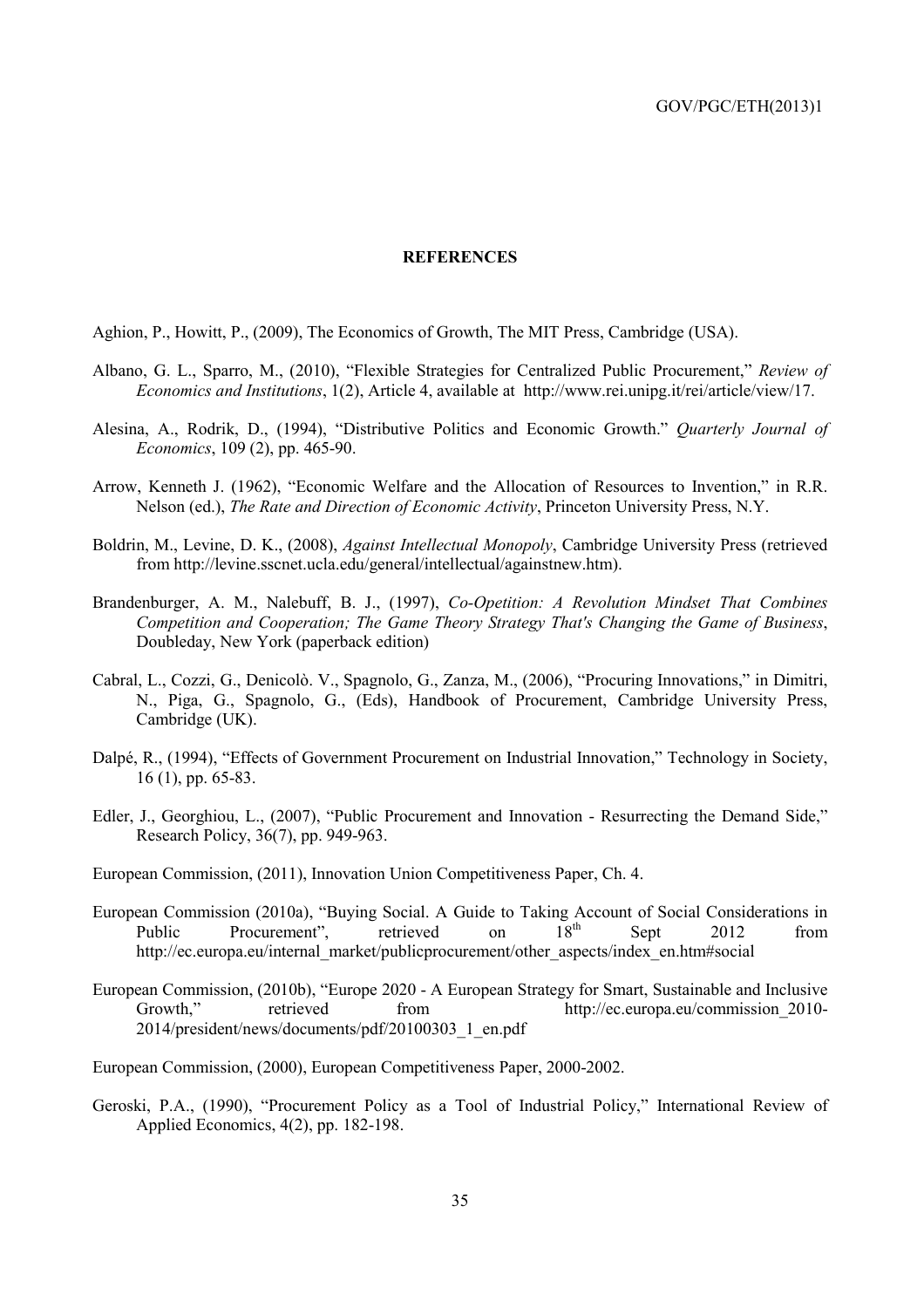# REFERENCES

Aghion, P., Howitt, P., (2009), The Economics of Growth, The MIT Press, Cambridge (USA).

Albano, G. L., Sparro, M., (2010), "Flexible Strategies for Centralized Public Procurement," *Review of Economics and Institutions*, 1(2), Article 4, available at http://www.rei.unipg.it/rei/article/view/17.

Alesina, A., Rodrik, D., (1994), "Distributive Politics and Economic Growth." *Quarterly Journal of Economics*, 109 (2), pp. 465-90.

Arrow, Kenneth J. (1962), "Economic Welfare and the Allocation of Resources to Invention," in R.R. Nelson (ed.), *The Rate and Direction of Economic Activity*, Princeton University Press, N.Y.

Boldrin, M., Levine, D. K., (2008), *Against Intellectual Monopoly*, Cambridge University Press (retrieved from http://levine.sscnet.ucla.edu/general/intellectual/againstnew.htm).

Brandenburger, A. M., Nalebuff, B. J., (1997), *Co-Opetition: A Revolution Mindset That Combines Competition and Cooperation; The Game Theory Strategy That's Changing the Game of Business*, Doubleday, New York (paperback edition)

Cabral, L., Cozzi, G., Denicolò. V., Spagnolo, G., Zanza, M., (2006), "Procuring Innovations," in Dimitri, N., Piga, G., Spagnolo, G., (Eds), Handbook of Procurement, Cambridge University Press, Cambridge (UK).

Dalpé, R., (1994), "Effects of Government Procurement on Industrial Innovation," Technology in Society, 16 (1), pp. 65-83.

Edler, J., Georghiou, L., (2007), "Public Procurement and Innovation - Resurrecting the Demand Side," Research Policy, 36(7), pp. 949-963.

European Commission, (2011), Innovation Union Competitiveness Paper, Ch. 4.

European Commission (2010a), "Buying Social. A Guide to Taking Account of Social Considerations in Public Procurement", retrieved on 18th Sept 2012 from http://ec.europa.eu/internal_market/publicprocurement/other_aspects/index_en.htm#social

European Commission, (2010b), "Europe 2020 - A European Strategy for Smart, Sustainable and Inclusive Growth," retrieved from http://ec.europa.eu/commission_2010-2014/president/news/documents/pdf/20100303_1_en.pdf

European Commission, (2000), European Competitiveness Paper, 2000-2002.

Geroski, P.A., (1990), "Procurement Policy as a Tool of Industrial Policy," International Review of Applied Economics, 4(2), pp. 182-198.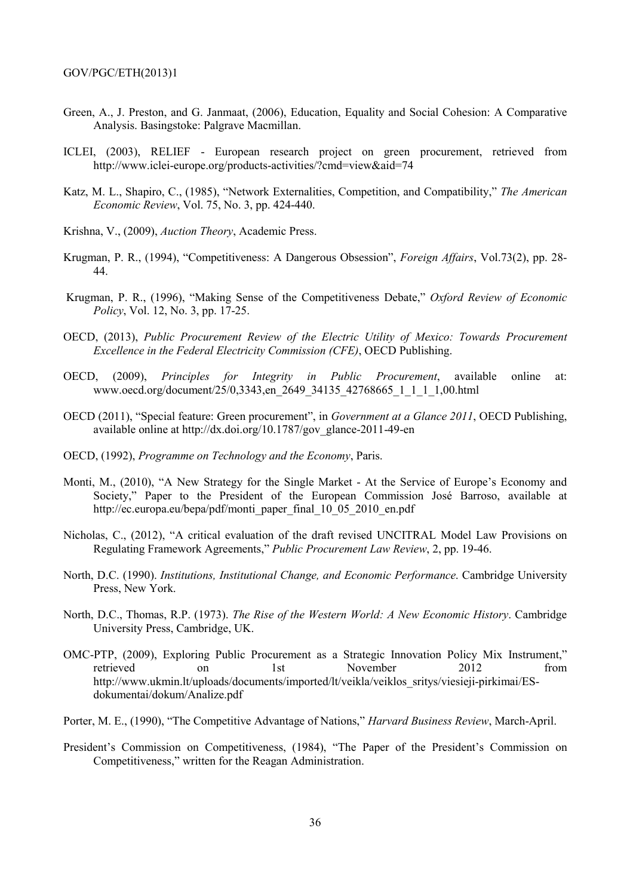Green, A., J. Preston, and G. Janmaat, (2006), Education, Equality and Social Cohesion: A Comparative Analysis. Basingstoke: Palgrave Macmillan.

ICLEI, (2003), RELIEF - European research project on green procurement, retrieved from http://www.iclei-europe.org/products-activities/?cmd=view&aid=74

Katz, M. L., Shapiro, C., (1985), "Network Externalities, Competition, and Compatibility," *The American Economic Review*, Vol. 75, No. 3, pp. 424-440.

Krishna, V., (2009), *Auction Theory*, Academic Press.

Krugman, P. R., (1994), "Competitiveness: A Dangerous Obsession", *Foreign Affairs*, Vol.73(2), pp. 28-44.

Krugman, P. R., (1996), "Making Sense of the Competitiveness Debate," *Oxford Review of Economic Policy*, Vol. 12, No. 3, pp. 17-25.

OECD, (2013), *Public Procurement Review of the Electric Utility of Mexico: Towards Procurement Excellence in the Federal Electricity Commission (CFE)*, OECD Publishing.

OECD, (2009), *Principles for Integrity in Public Procurement*, available online at: www.oecd.org/document/25/0,3343,en_2649_34135_42768665_1_1_1_1,00.html

OECD (2011), "Special feature: Green procurement", in *Government at a Glance 2011*, OECD Publishing, available online at http://dx.doi.org/10.1787/gov_glance-2011-49-en

OECD, (1992), *Programme on Technology and the Economy*, Paris.

Monti, M., (2010), "A New Strategy for the Single Market - At the Service of Europe's Economy and Society," Paper to the President of the European Commission José Barroso, available at http://ec.europa.eu/bepa/pdf/monti_paper_final_10_05_2010_en.pdf

Nicholas, C., (2012), "A critical evaluation of the draft revised UNCITRAL Model Law Provisions on Regulating Framework Agreements," *Public Procurement Law Review*, 2, pp. 19-46.

North, D.C. (1990). *Institutions, Institutional Change, and Economic Performance*. Cambridge University Press, New York.

North, D.C., Thomas, R.P. (1973). *The Rise of the Western World: A New Economic History*. Cambridge University Press, Cambridge, UK.

OMC-PTP, (2009), Exploring Public Procurement as a Strategic Innovation Policy Mix Instrument," retrieved on 1st November 2012 from http://www.ukmin.lt/uploads/documents/imported/lt/veikla/veiklos_sritys/viesieji-pirkimai/ES-dokumentai/dokum/Analize.pdf

Porter, M. E., (1990), "The Competitive Advantage of Nations," *Harvard Business Review*, March-April.

President's Commission on Competitiveness, (1984), "The Paper of the President's Commission on Competitiveness," written for the Reagan Administration.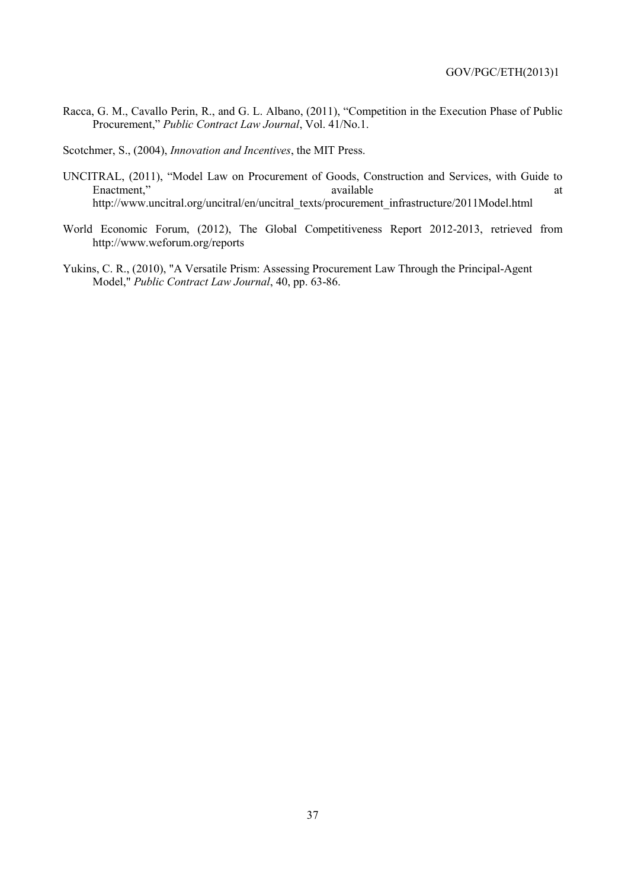Racca, G. M., Cavallo Perin, R., and G. L. Albano, (2011), "Competition in the Execution Phase of Public Procurement," *Public Contract Law Journal*, Vol. 41/No.1.

Scotchmer, S., (2004), *Innovation and Incentives*, the MIT Press.

UNCITRAL, (2011), "Model Law on Procurement of Goods, Construction and Services, with Guide to Enactment," available at http://www.uncitral.org/uncitral/en/uncitral_texts/procurement_infrastructure/2011Model.html

World Economic Forum, (2012), The Global Competitiveness Report 2012-2013, retrieved from http://www.weforum.org/reports

Yukins, C. R., (2010), "A Versatile Prism: Assessing Procurement Law Through the Principal-Agent Model," *Public Contract Law Journal*, 40, pp. 63-86.